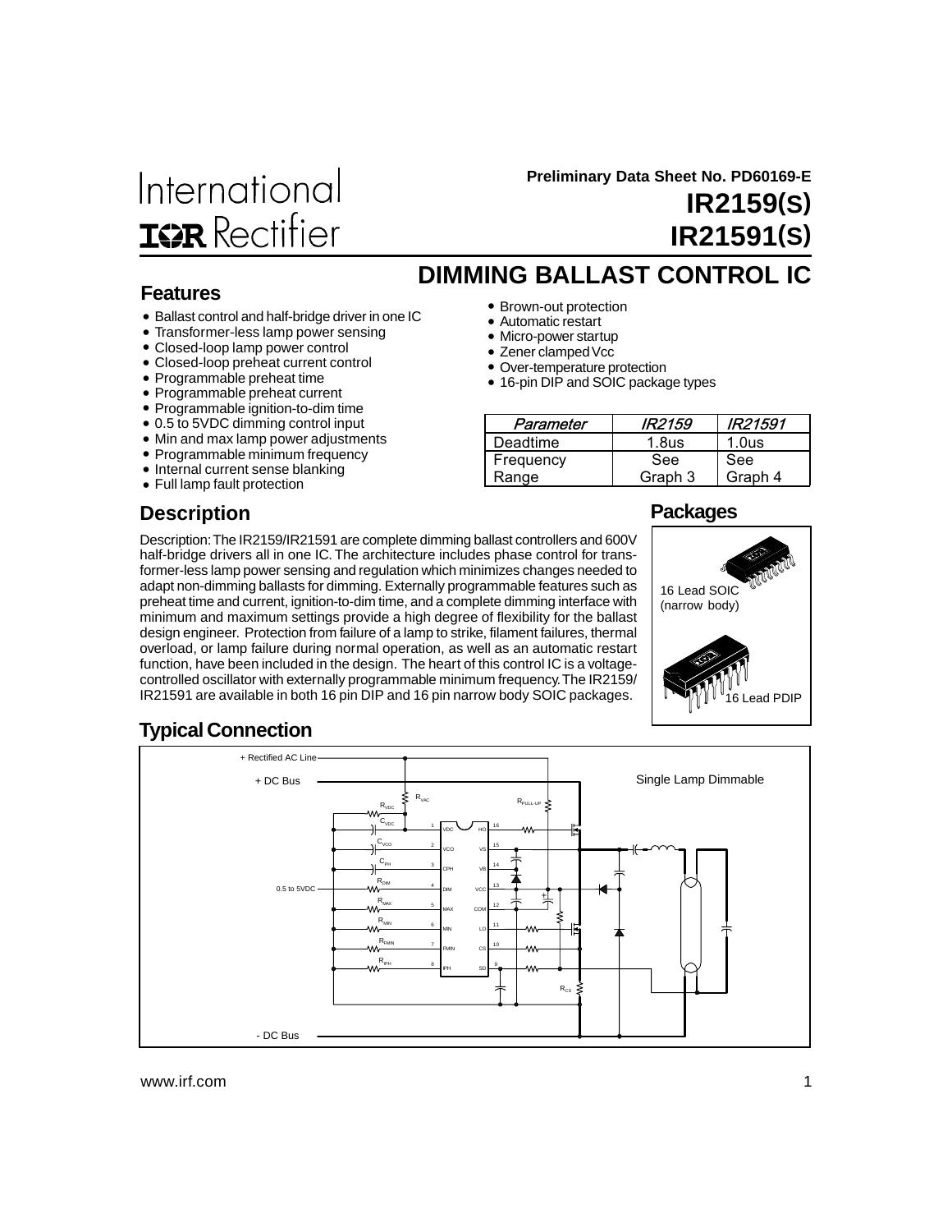International
IOR Rectifier

Preliminary Data Sheet No. PD60169-E

# IR2159(S)
# IR21591(S)

## DIMMING BALLAST CONTROL IC

### Features

- Ballast control and half-bridge driver in one IC
- Transformer-less lamp power sensing
- Closed-loop lamp power control
- Closed-loop preheat current control
- Programmable preheat time
- Programmable preheat current
- Programmable ignition-to-dim time
- 0.5 to 5VDC dimming control input
- Min and max lamp power adjustments
- Programmable minimum frequency
- Internal current sense blanking
- Full lamp fault protection
- Brown-out protection
- Automatic restart
- Micro-power startup
- Zener clamped Vcc
- Over-temperature protection
- 16-pin DIP and SOIC package types

| *Parameter* | *IR2159* | *IR21591* |
|---|---|---|
| Deadtime | 1.8us | 1.0us |
| Frequency Range | See Graph 3 | See Graph 4 |

### Description

Description: The IR2159/IR21591 are complete dimming ballast controllers and 600V half-bridge drivers all in one IC. The architecture includes phase control for transformer-less lamp power sensing and regulation which minimizes changes needed to adapt non-dimming ballasts for dimming. Externally programmable features such as preheat time and current, ignition-to-dim time, and a complete dimming interface with minimum and maximum settings provide a high degree of flexibility for the ballast design engineer. Protection from failure of a lamp to strike, filament failures, thermal overload, or lamp failure during normal operation, as well as an automatic restart function, have been included in the design. The heart of this control IC is a voltage-controlled oscillator with externally programmable minimum frequency. The IR2159/IR21591 are available in both 16 pin DIP and 16 pin narrow body SOIC packages.

### Packages

16 Lead SOIC (narrow body)

16 Lead PDIP

### Typical Connection

Single Lamp Dimmable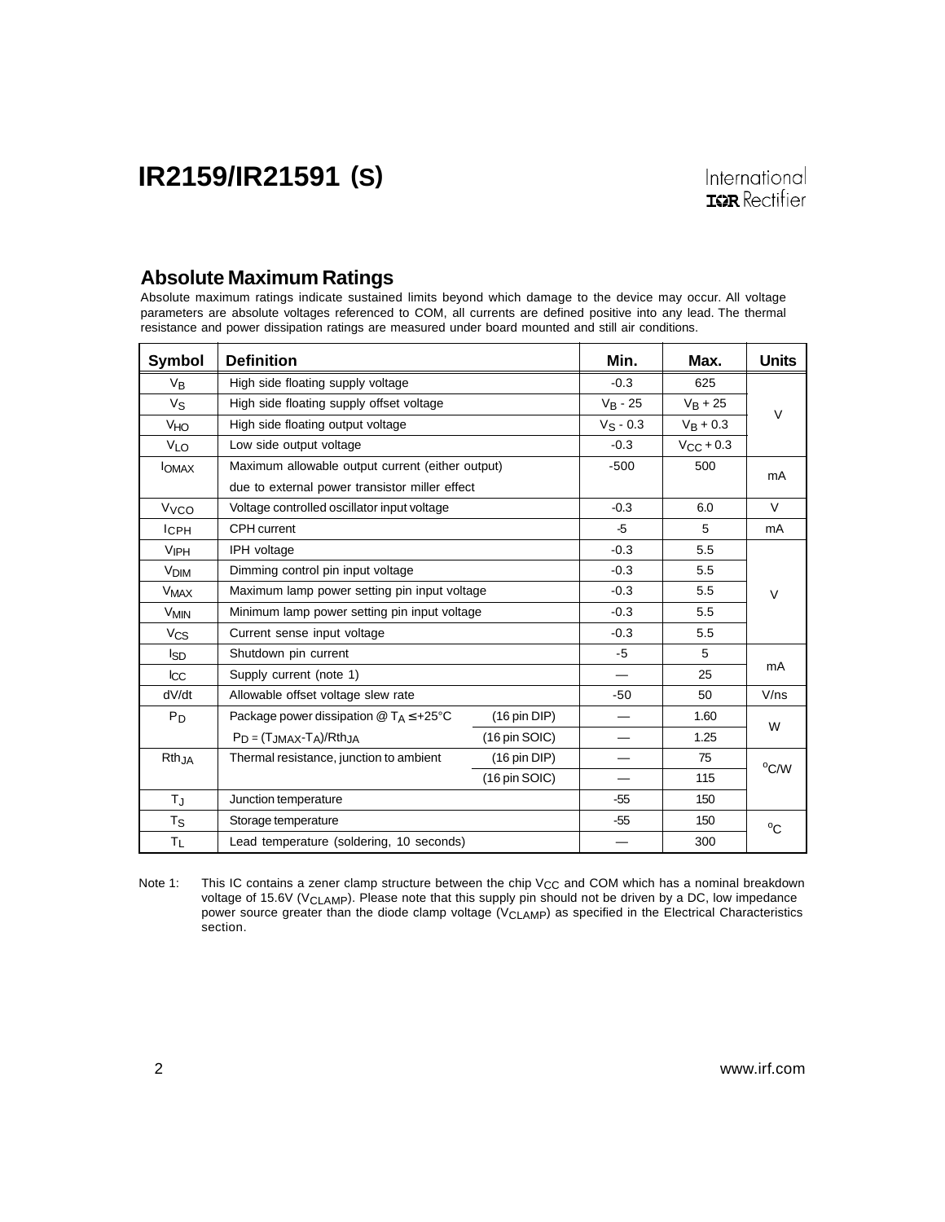## Absolute Maximum Ratings

Absolute maximum ratings indicate sustained limits beyond which damage to the device may occur. All voltage parameters are absolute voltages referenced to COM, all currents are defined positive into any lead. The thermal resistance and power dissipation ratings are measured under board mounted and still air conditions.

| Symbol | Definition | | Min. | Max. | Units |
|---|---|---|---|---|---|
| $V_B$ | High side floating supply voltage | | -0.3 | 625 | V |
| $V_S$ | High side floating supply offset voltage | | $V_B$ - 25 | $V_B$ + 25 | |
| $V_{HO}$ | High side floating output voltage | | $V_S$ - 0.3 | $V_B$ + 0.3 | |
| $V_{LO}$ | Low side output voltage | | -0.3 | $V_{CC}$ + 0.3 | |
| $I_{OMAX}$ | Maximum allowable output current (either output) due to external power transistor miller effect | | -500 | 500 | mA |
| $V_{VCO}$ | Voltage controlled oscillator input voltage | | -0.3 | 6.0 | V |
| $I_{CPH}$ | CPH current | | -5 | 5 | mA |
| $V_{IPH}$ | IPH voltage | | -0.3 | 5.5 | V |
| $V_{DIM}$ | Dimming control pin input voltage | | -0.3 | 5.5 | |
| $V_{MAX}$ | Maximum lamp power setting pin input voltage | | -0.3 | 5.5 | |
| $V_{MIN}$ | Minimum lamp power setting pin input voltage | | -0.3 | 5.5 | |
| $V_{CS}$ | Current sense input voltage | | -0.3 | 5.5 | |
| $I_{SD}$ | Shutdown pin current | | -5 | 5 | mA |
| $I_{CC}$ | Supply current (note 1) | | — | 25 | |
| dV/dt | Allowable offset voltage slew rate | | -50 | 50 | V/ns |
| $P_D$ | Package power dissipation @ $T_A \leq +25°C$ | (16 pin DIP) | — | 1.60 | W |
| | $P_D = (T_{JMAX}-T_A)/Rth_{JA}$ | (16 pin SOIC) | — | 1.25 | |
| $Rth_{JA}$ | Thermal resistance, junction to ambient | (16 pin DIP) | — | 75 | °C/W |
| | | (16 pin SOIC) | — | 115 | |
| $T_J$ | Junction temperature | | -55 | 150 | °C |
| $T_S$ | Storage temperature | | -55 | 150 | |
| $T_L$ | Lead temperature (soldering, 10 seconds) | | — | 300 | |

Note 1: This IC contains a zener clamp structure between the chip $V_{CC}$ and COM which has a nominal breakdown voltage of 15.6V ($V_{CLAMP}$). Please note that this supply pin should not be driven by a DC, low impedance power source greater than the diode clamp voltage ($V_{CLAMP}$) as specified in the Electrical Characteristics section.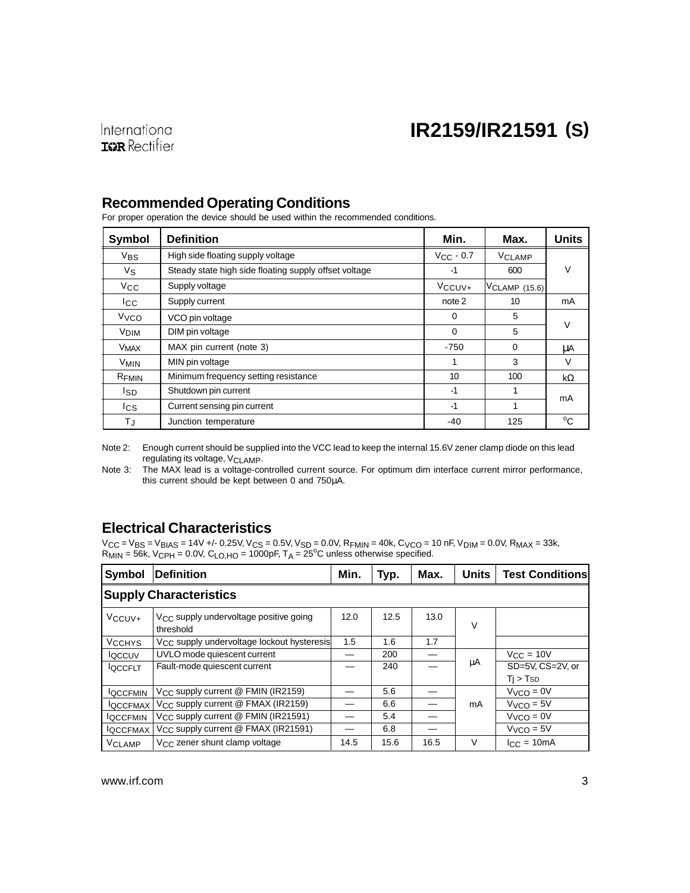## Recommended Operating Conditions

For proper operation the device should be used within the recommended conditions.

| Symbol | Definition | Min. | Max. | Units |
|---|---|---|---|---|
| $V_{BS}$ | High side floating supply voltage | $V_{CC}$ - 0.7 | $V_{CLAMP}$ | V |
| $V_S$ | Steady state high side floating supply offset voltage | -1 | 600 | |
| $V_{CC}$ | Supply voltage | $V_{CCUV+}$ | $V_{CLAMP}$ (15.6) | |
| $I_{CC}$ | Supply current | note 2 | 10 | mA |
| $V_{VCO}$ | VCO pin voltage | 0 | 5 | V |
| $V_{DIM}$ | DIM pin voltage | 0 | 5 | |
| $V_{MAX}$ | MAX pin current (note 3) | -750 | 0 | µA |
| $V_{MIN}$ | MIN pin voltage | 1 | 3 | V |
| $R_{FMIN}$ | Minimum frequency setting resistance | 10 | 100 | kΩ |
| $I_{SD}$ | Shutdown pin current | -1 | 1 | mA |
| $I_{CS}$ | Current sensing pin current | -1 | 1 | |
| $T_J$ | Junction temperature | -40 | 125 | °C |

Note 2: Enough current should be supplied into the VCC lead to keep the internal 15.6V zener clamp diode on this lead regulating its voltage, $V_{CLAMP}$.

Note 3: The MAX lead is a voltage-controlled current source. For optimum dim interface current mirror performance, this current should be kept between 0 and 750µA.

## Electrical Characteristics

$V_{CC} = V_{BS} = V_{BIAS}$ = 14V +/- 0.25V, $V_{CS}$ = 0.5V, $V_{SD}$ = 0.0V, $R_{FMIN}$ = 40k, $C_{VCO}$ = 10 nF, $V_{DIM}$ = 0.0V, $R_{MAX}$ = 33k, $R_{MIN}$ = 56k, $V_{CPH}$ = 0.0V, $C_{LO,HO}$ = 1000pF, $T_A$ = 25°C unless otherwise specified.

| Symbol | Definition | Min. | Typ. | Max. | Units | Test Conditions |
|---|---|---|---|---|---|---|
| **Supply Characteristics** | | | | | | |
| $V_{CCUV+}$ | $V_{CC}$ supply undervoltage positive going threshold | 12.0 | 12.5 | 13.0 | V | |
| $V_{CCHYS}$ | $V_{CC}$ supply undervoltage lockout hysteresis | 1.5 | 1.6 | 1.7 | | |
| $I_{QCCUV}$ | UVLO mode quiescent current | — | 200 | — | µA | $V_{CC}$ = 10V |
| $I_{QCCFLT}$ | Fault-mode quiescent current | — | 240 | — | | SD=5V, CS=2V, or $T_j > T_{SD}$ |
| $I_{QCCFMIN}$ | $V_{CC}$ supply current @ FMIN (IR2159) | — | 5.6 | — | mA | $V_{VCO}$ = 0V |
| $I_{QCCFMAX}$ | $V_{CC}$ supply current @ FMAX (IR2159) | — | 6.6 | — | | $V_{VCO}$ = 5V |
| $I_{QCCFMIN}$ | $V_{CC}$ supply current @ FMIN (IR21591) | — | 5.4 | — | | $V_{VCO}$ = 0V |
| $I_{QCCFMAX}$ | $V_{CC}$ supply current @ FMAX (IR21591) | — | 6.8 | — | | $V_{VCO}$ = 5V |
| $V_{CLAMP}$ | $V_{CC}$ zener shunt clamp voltage | 14.5 | 15.6 | 16.5 | V | $I_{CC}$ = 10mA |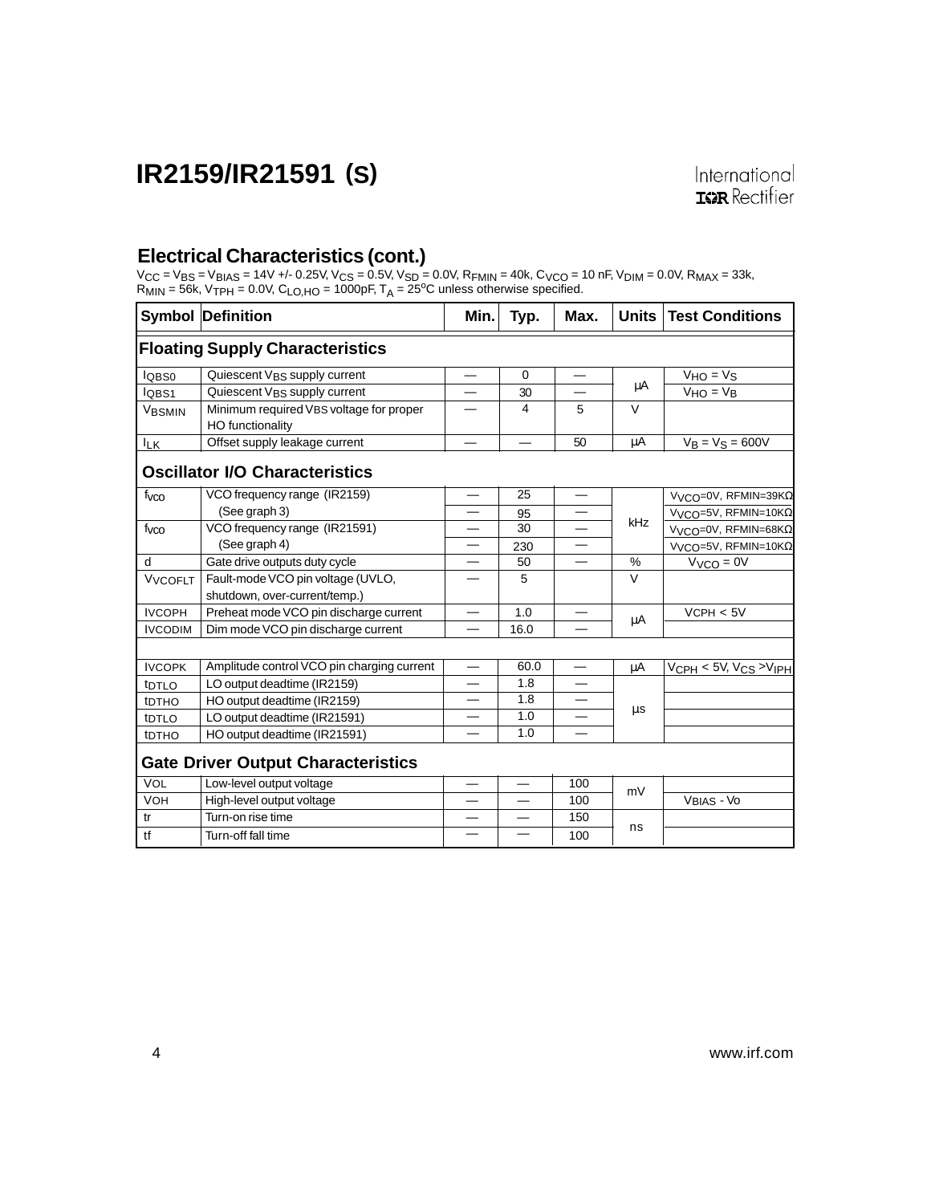## Electrical Characteristics (cont.)

$V_{CC} = V_{BS} = V_{BIAS}$ = 14V +/- 0.25V, $V_{CS}$ = 0.5V, $V_{SD}$ = 0.0V, $R_{FMIN}$ = 40k, $C_{VCO}$ = 10 nF, $V_{DIM}$ = 0.0V, $R_{MAX}$ = 33k, $R_{MIN}$ = 56k, $V_{TPH}$ = 0.0V, $C_{LO,HO}$ = 1000pF, $T_A$ = 25°C unless otherwise specified.

| Symbol | Definition | Min. | Typ. | Max. | Units | Test Conditions |
|---|---|---|---|---|---|---|
| **Floating Supply Characteristics** | | | | | | |
| $I_{QBS0}$ | Quiescent $V_{BS}$ supply current | — | 0 | — | µA | $V_{HO} = V_S$ |
| $I_{QBS1}$ | Quiescent $V_{BS}$ supply current | — | 30 | — | µA | $V_{HO} = V_B$ |
| $V_{BSMIN}$ | Minimum required VBS voltage for proper HO functionality | — | 4 | 5 | V | |
| $I_{LK}$ | Offset supply leakage current | — | — | 50 | µA | $V_B = V_S$ = 600V |
| **Oscillator I/O Characteristics** | | | | | | |
| $f_{VCO}$ | VCO frequency range (IR2159) (See graph 3) | — | 25 | — | kHz | $V_{VCO}$=0V, RFMIN=39KΩ |
| | | — | 95 | — | kHz | $V_{VCO}$=5V, RFMIN=10KΩ |
| $f_{VCO}$ | VCO frequency range (IR21591) (See graph 4) | — | 30 | — | kHz | $V_{VCO}$=0V, RFMIN=68KΩ |
| | | — | 230 | — | kHz | $V_{VCO}$=5V, RFMIN=10KΩ |
| d | Gate drive outputs duty cycle | — | 50 | — | % | $V_{VCO}$ = 0V |
| $V_{VCOFLT}$ | Fault-mode VCO pin voltage (UVLO, shutdown, over-current/temp.) | — | 5 | | V | |
| $I_{VCOPH}$ | Preheat mode VCO pin discharge current | — | 1.0 | — | µA | $V_{CPH}$ < 5V |
| $I_{VCODIM}$ | Dim mode VCO pin discharge current | — | 16.0 | — | µA | |
| | | | | | | |
| $I_{VCOPK}$ | Amplitude control VCO pin charging current | — | 60.0 | — | µA | $V_{CPH}$ < 5V, $V_{CS}$ >$V_{IPH}$ |
| $t_{DTLO}$ | LO output deadtime (IR2159) | — | 1.8 | — | µs | |
| $t_{DTHO}$ | HO output deadtime (IR2159) | — | 1.8 | — | µs | |
| $t_{DTLO}$ | LO output deadtime (IR21591) | — | 1.0 | — | µs | |
| $t_{DTHO}$ | HO output deadtime (IR21591) | — | 1.0 | — | µs | |
| **Gate Driver Output Characteristics** | | | | | | |
| $V_{OL}$ | Low-level output voltage | — | — | 100 | mV | |
| $V_{OH}$ | High-level output voltage | — | — | 100 | mV | $V_{BIAS}$ - Vo |
| tr | Turn-on rise time | — | — | 150 | ns | |
| tf | Turn-off fall time | — | — | 100 | ns | |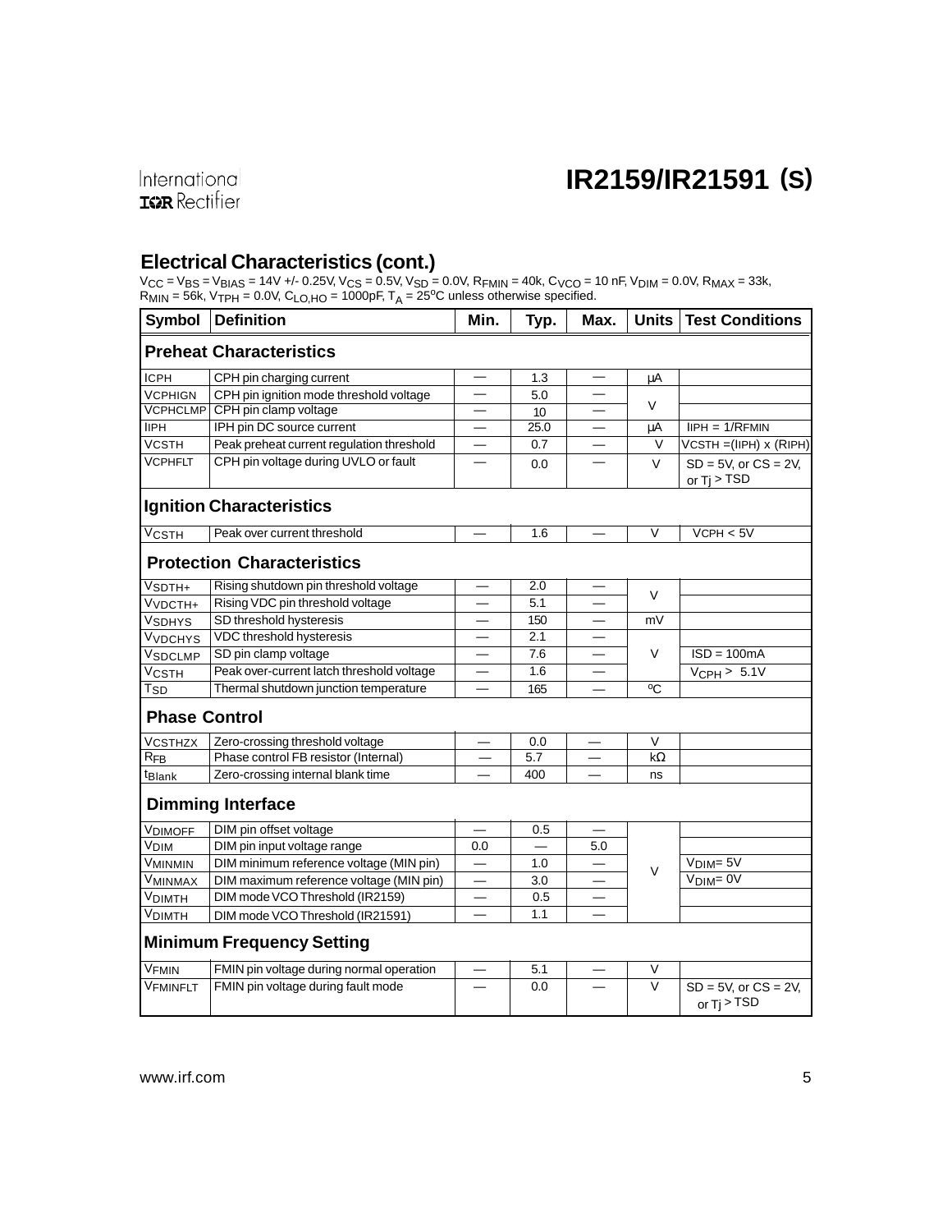## Electrical Characteristics (cont.)

$V_{CC} = V_{BS} = V_{BIAS}$ = 14V +/- 0.25V, $V_{CS}$ = 0.5V, $V_{SD}$ = 0.0V, $R_{FMIN}$ = 40k, $C_{VCO}$ = 10 nF, $V_{DIM}$ = 0.0V, $R_{MAX}$ = 33k, $R_{MIN}$ = 56k, $V_{TPH}$ = 0.0V, $C_{LO,HO}$ = 1000pF, $T_A$ = 25°C unless otherwise specified.

| Symbol | Definition | Min. | Typ. | Max. | Units | Test Conditions |
|---|---|---|---|---|---|---|
| **Preheat Characteristics** | | | | | | |
| ICPH | CPH pin charging current | — | 1.3 | — | µA | |
| VCPHIGN | CPH pin ignition mode threshold voltage | — | 5.0 | — | V | |
| VCPHCLMP | CPH pin clamp voltage | — | 10 | — | V | |
| IIPH | IPH pin DC source current | — | 25.0 | — | µA | IIPH = 1/RFMIN |
| VCSTH | Peak preheat current regulation threshold | — | 0.7 | — | V | VCSTH =(IIPH) x (RIPH) |
| VCPHFLT | CPH pin voltage during UVLO or fault | — | 0.0 | — | V | SD = 5V, or CS = 2V, or Tj > TSD |
| **Ignition Characteristics** | | | | | | |
| $V_{CSTH}$ | Peak over current threshold | — | 1.6 | — | V | VCPH < 5V |
| **Protection Characteristics** | | | | | | |
| $V_{SDTH+}$ | Rising shutdown pin threshold voltage | — | 2.0 | — | V | |
| $V_{VDCTH+}$ | Rising VDC pin threshold voltage | — | 5.1 | — | V | |
| $V_{SDHYS}$ | SD threshold hysteresis | — | 150 | — | mV | |
| $V_{VDCHYS}$ | VDC threshold hysteresis | — | 2.1 | — | V | |
| $V_{SDCLMP}$ | SD pin clamp voltage | — | 7.6 | — | V | ISD = 100mA |
| $V_{CSTH}$ | Peak over-current latch threshold voltage | — | 1.6 | — | V | $V_{CPH}$ > 5.1V |
| $T_{SD}$ | Thermal shutdown junction temperature | — | 165 | — | ºC | |
| **Phase Control** | | | | | | |
| VCSTHZX | Zero-crossing threshold voltage | — | 0.0 | — | V | |
| $R_{FB}$ | Phase control FB resistor (Internal) | — | 5.7 | — | kΩ | |
| $t_{Blank}$ | Zero-crossing internal blank time | — | 400 | — | ns | |
| **Dimming Interface** | | | | | | |
| $V_{DIMOFF}$ | DIM pin offset voltage | — | 0.5 | — | V | |
| $V_{DIM}$ | DIM pin input voltage range | 0.0 | — | 5.0 | V | |
| $V_{MINMIN}$ | DIM minimum reference voltage (MIN pin) | — | 1.0 | — | V | $V_{DIM}$= 5V |
| $V_{MINMAX}$ | DIM maximum reference voltage (MIN pin) | — | 3.0 | — | V | $V_{DIM}$= 0V |
| $V_{DIMTH}$ | DIM mode VCO Threshold (IR2159) | — | 0.5 | — | V | |
| $V_{DIMTH}$ | DIM mode VCO Threshold (IR21591) | — | 1.1 | — | V | |
| **Minimum Frequency Setting** | | | | | | |
| VFMIN | FMIN pin voltage during normal operation | — | 5.1 | — | V | |
| VFMINFLT | FMIN pin voltage during fault mode | — | 0.0 | — | V | SD = 5V, or CS = 2V, or Tj > TSD |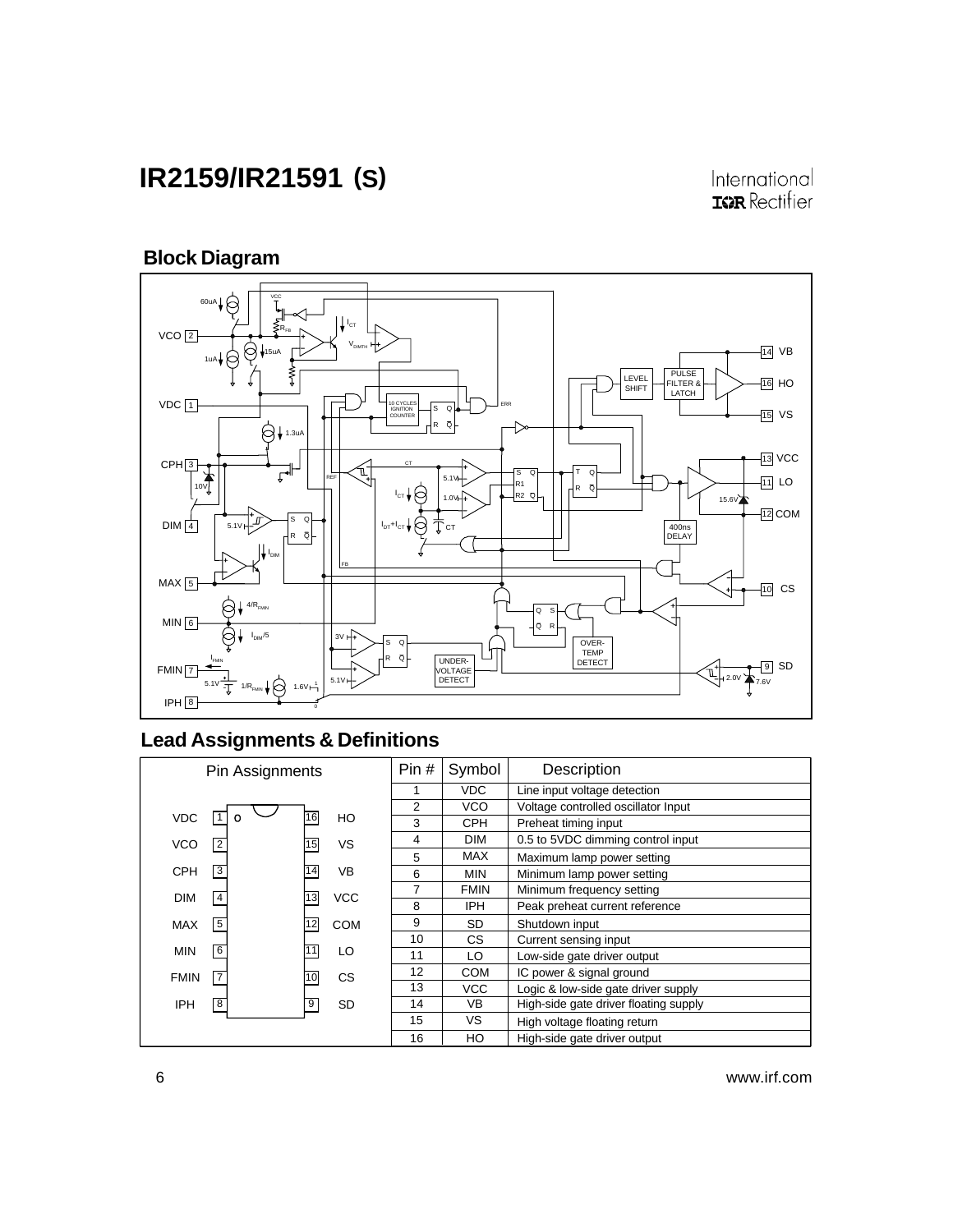## Block Diagram

## Lead Assignments & Definitions

| Pin Assignments | | | |
|---|---|---|---|
| VDC | 1 | 16 | HO |
| VCO | 2 | 15 | VS |
| CPH | 3 | 14 | VB |
| DIM | 4 | 13 | VCC |
| MAX | 5 | 12 | COM |
| MIN | 6 | 11 | LO |
| FMIN | 7 | 10 | CS |
| IPH | 8 | 9 | SD |

| Pin # | Symbol | Description |
|---|---|---|
| 1 | VDC | Line input voltage detection |
| 2 | VCO | Voltage controlled oscillator Input |
| 3 | CPH | Preheat timing input |
| 4 | DIM | 0.5 to 5VDC dimming control input |
| 5 | MAX | Maximum lamp power setting |
| 6 | MIN | Minimum lamp power setting |
| 7 | FMIN | Minimum frequency setting |
| 8 | IPH | Peak preheat current reference |
| 9 | SD | Shutdown input |
| 10 | CS | Current sensing input |
| 11 | LO | Low-side gate driver output |
| 12 | COM | IC power & signal ground |
| 13 | VCC | Logic & low-side gate driver supply |
| 14 | VB | High-side gate driver floating supply |
| 15 | VS | High voltage floating return |
| 16 | HO | High-side gate driver output |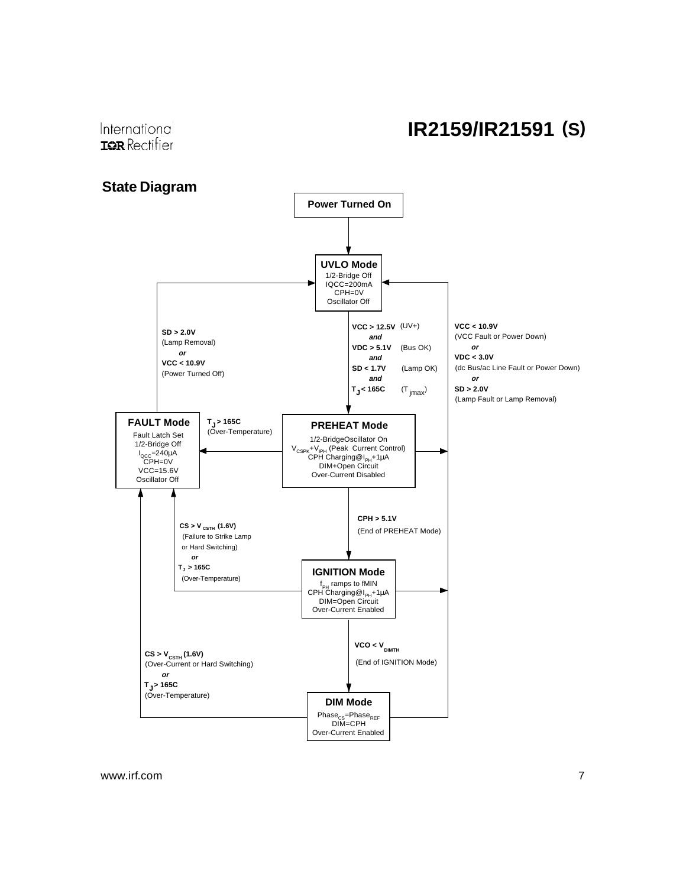## State Diagram

**Power Turned On**

↓

**UVLO Mode**
1/2-Bridge Off
IQCC=200mA
CPH=0V
Oscillator Off

UVLO Mode → PREHEAT Mode:

**VCC > 12.5V** (UV+)
***and***
**VDC > 5.1V** (Bus OK)
***and***
**SD < 1.7V** (Lamp OK)
***and***
**$T_J$ < 165C** ($T_{jmax}$)

FAULT Mode → UVLO Mode:

**SD > 2.0V**
(Lamp Removal)
***or***
**VCC < 10.9V**
(Power Turned Off)

PREHEAT / IGNITION / DIM Mode → UVLO Mode:

**VCC < 10.9V**
(VCC Fault or Power Down)
***or***
**VDC < 3.0V**
(dc Bus/ac Line Fault or Power Down)
***or***
**SD > 2.0V**
(Lamp Fault or Lamp Removal)

**FAULT Mode**
Fault Latch Set
1/2-Bridge Off
$I_{QCC}$=240µA
CPH=0V
VCC=15.6V
Oscillator Off

PREHEAT Mode → FAULT Mode:

**$T_J$ > 165C**
(Over-Temperature)

**PREHEAT Mode**
1/2-BridgeOscillator On
$V_{CSPK}$+$V_{IPH}$ (Peak Current Control)
CPH Charging@$I_{PH}$+1µA
DIM+Open Circuit
Over-Current Disabled

PREHEAT Mode → IGNITION Mode:

**CPH > 5.1V**
(End of PREHEAT Mode)

IGNITION Mode → FAULT Mode:

**CS > $V_{CSTH}$ (1.6V)**
(Failure to Strike Lamp
or Hard Switching)
***or***
**$T_J$ > 165C**
(Over-Temperature)

**IGNITION Mode**
$f_{PH}$ ramps to fMIN
CPH Charging@$I_{PH}$+1µA
DIM=Open Circuit
Over-Current Enabled

IGNITION Mode → DIM Mode:

**VCO < $V_{DIMTH}$**
(End of IGNITION Mode)

DIM Mode → FAULT Mode:

**CS > $V_{CSTH}$ (1.6V)**
(Over-Current or Hard Switching)
***or***
**$T_J$ > 165C**
(Over-Temperature)

**DIM Mode**
$Phase_{CS}$=$Phase_{REF}$
DIM=CPH
Over-Current Enabled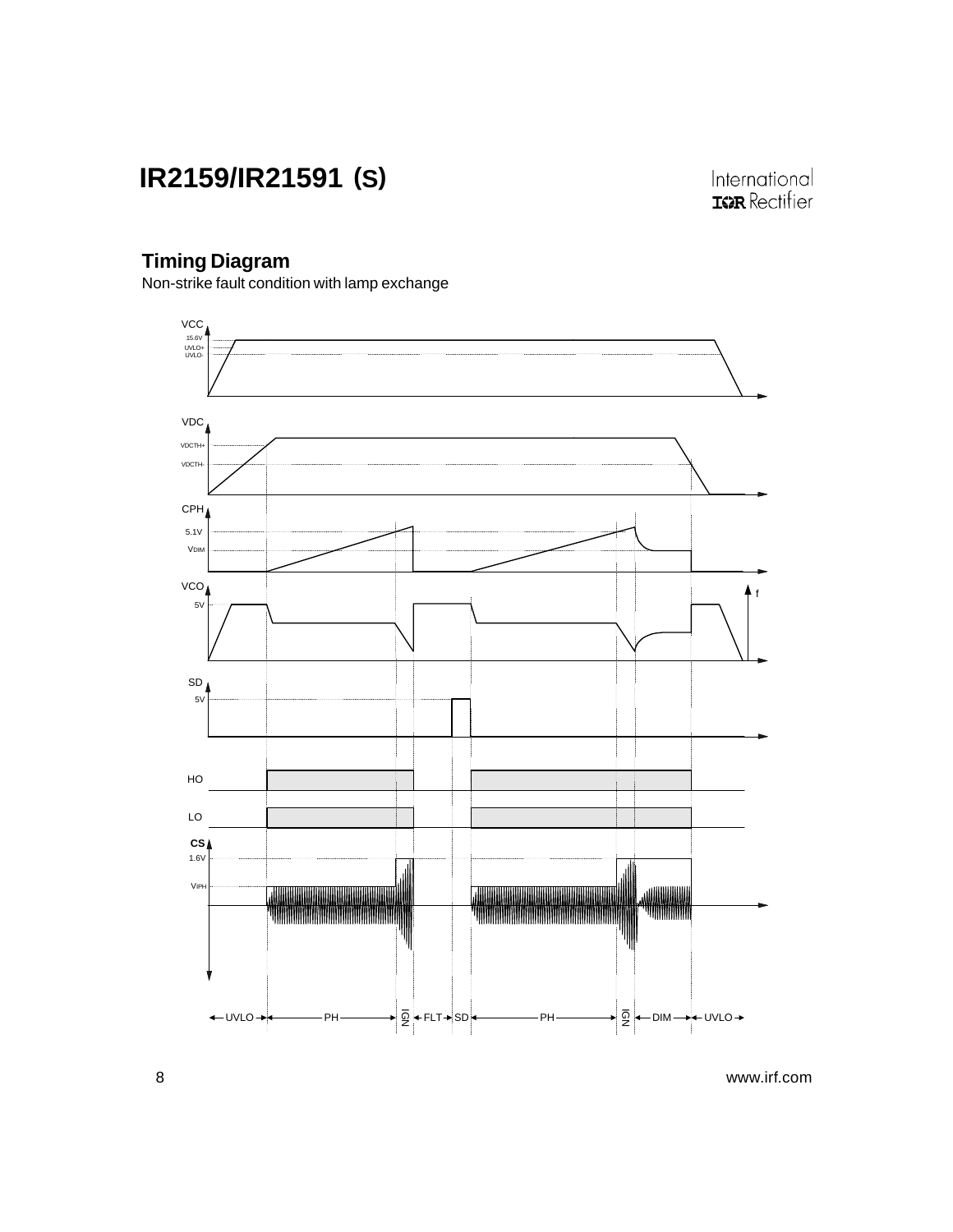## Timing Diagram

Non-strike fault condition with lamp exchange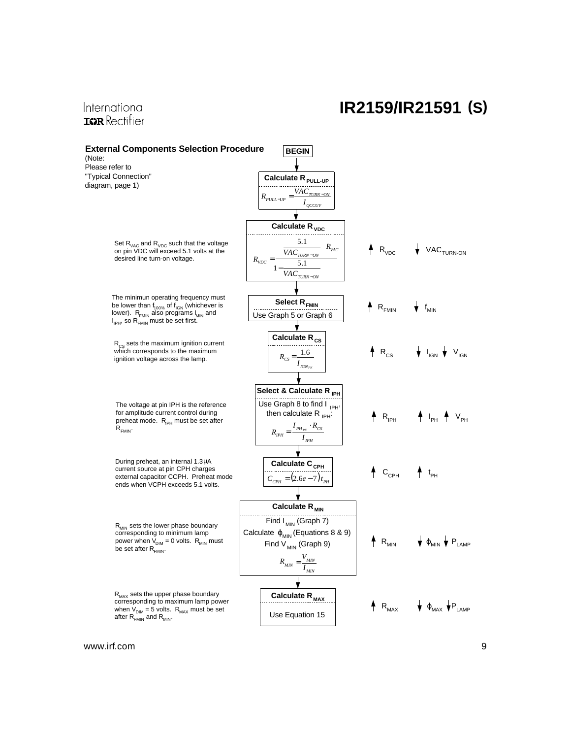## External Components Selection Procedure

(Note: Please refer to "Typical Connection" diagram, page 1)

**BEGIN**

### Calculate $R_{PULL-UP}$

$$R_{PULL-UP} = \frac{VAC_{TURN-ON}}{I_{QCCUV}}$$

### Calculate $R_{VDC}$

Set $R_{VAC}$ and $R_{VDC}$ such that the voltage on pin VDC will exceed 5.1 volts at the desired line turn-on voltage.

$$R_{VDC} = \frac{\frac{5.1}{VAC_{TURN-ON}} R_{VAC}}{1 - \frac{5.1}{VAC_{TURN-ON}}}$$

↑ $R_{VDC}$ ↓ $VAC_{TURN-ON}$

### Select $R_{FMIN}$

The minimun operating frequency must be lower than $f_{100\%}$ of $f_{IGN}$ (whichever is lower). $R_{FMIN}$ also programs $I_{MIN}$ and $I_{IPH}$, so $R_{FMIN}$ must be set first.

Use Graph 5 or Graph 6

↑ $R_{FMIN}$ ↓ $f_{MIN}$

### Calculate $R_{CS}$

$R_{CS}$ sets the maximum ignition current which corresponds to the maximum ignition voltage across the lamp.

$$R_{CS} = \frac{1.6}{I_{IGN_{PK}}}$$

↑ $R_{CS}$ ↓ $I_{IGN}$ ↓ $V_{IGN}$

### Select & Calculate $R_{IPH}$

The voltage at pin IPH is the reference for amplitude current control during preheat mode. $R_{PH}$ must be set after $R_{FMIN}$.

Use Graph 8 to find $I_{IPH}$, then calculate $R_{IPH}$:

$$R_{IPH} = \frac{I_{PH_{PK}} \cdot R_{CS}}{I_{IPH}}$$

↑ $R_{IPH}$ ↑ $I_{PH}$ ↑ $V_{PH}$

### Calculate $C_{CPH}$

During preheat, an internal 1.3µA current source at pin CPH charges external capacitor CCPH. Preheat mode ends when VCPH exceeds 5.1 volts.

$$C_{CPH} = (2.6e-7)t_{PH}$$

↑ $C_{CPH}$ ↑ $t_{PH}$

### Calculate $R_{MIN}$

$R_{MIN}$ sets the lower phase boundary corresponding to minimum lamp power when $V_{DIM}$ = 0 volts. $R_{MIN}$ must be set after $R_{FMIN}$.

Find $I_{MIN}$ (Graph 7)

Calculate $\phi_{MIN}$ (Equations 8 & 9)

Find $V_{MIN}$ (Graph 9)

$$R_{MIN} = \frac{V_{MIN}}{I_{MIN}}$$

↑ $R_{MIN}$ ↓ $\phi_{MIN}$ ↓ $P_{LAMP}$

### Calculate $R_{MAX}$

$R_{MAX}$ sets the upper phase boundary corresponding to maximum lamp power when $V_{DIM}$ = 5 volts. $R_{MAX}$ must be set after $R_{FMIN}$ and $R_{MIN}$.

Use Equation 15

↑ $R_{MAX}$ ↓ $\phi_{MAX}$ ↓ $P_{LAMP}$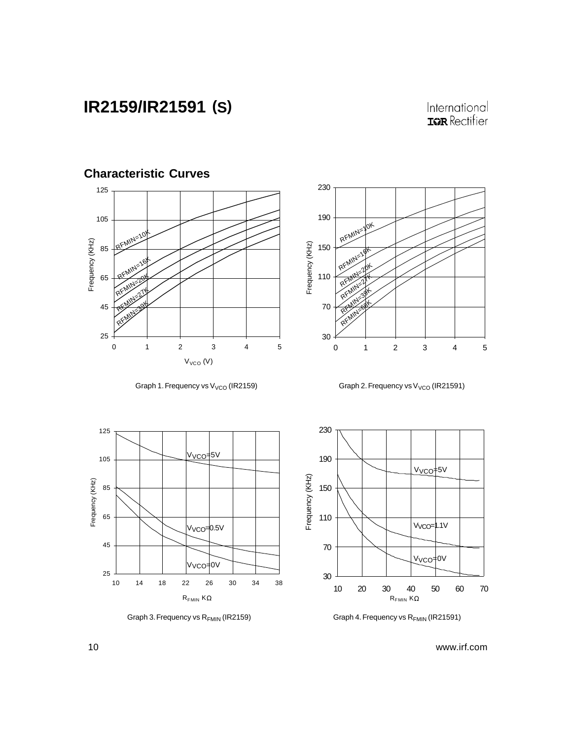## Characteristic Curves

Graph 1. Frequency vs $V_{VCO}$ (IR2159)

Graph 2. Frequency vs $V_{VCO}$ (IR21591)

Graph 3. Frequency vs $R_{FMIN}$ (IR2159)

Graph 4. Frequency vs $R_{FMIN}$ (IR21591)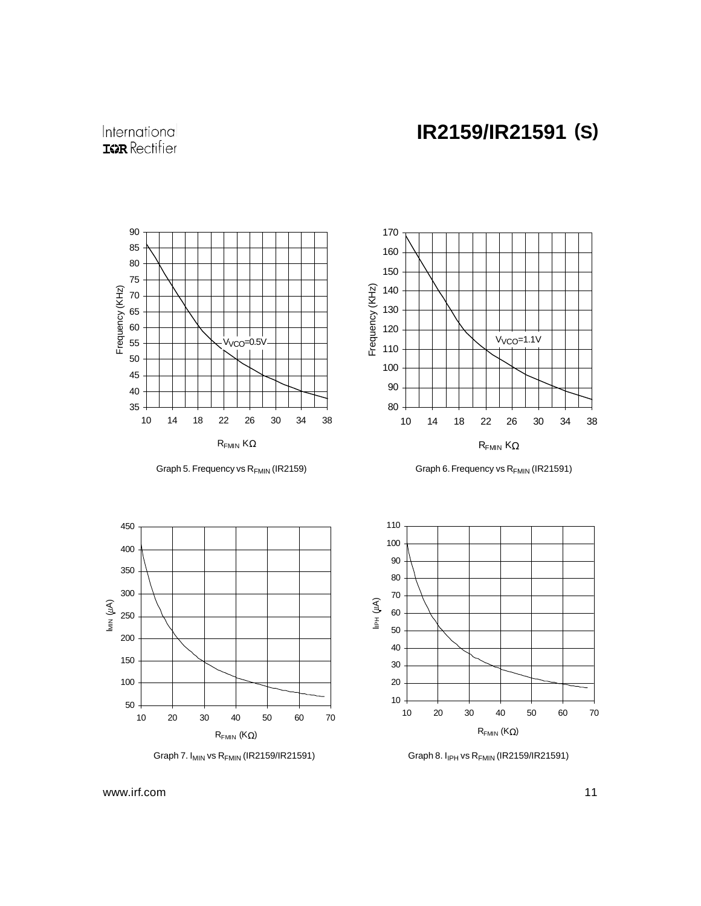Graph 5. Frequency vs $R_{FMIN}$ (IR2159)

Graph 6. Frequency vs $R_{FMIN}$ (IR21591)

Graph 7. $I_{MIN}$ vs $R_{FMIN}$ (IR2159/IR21591)

Graph 8. $I_{IPH}$ vs $R_{FMIN}$ (IR2159/IR21591)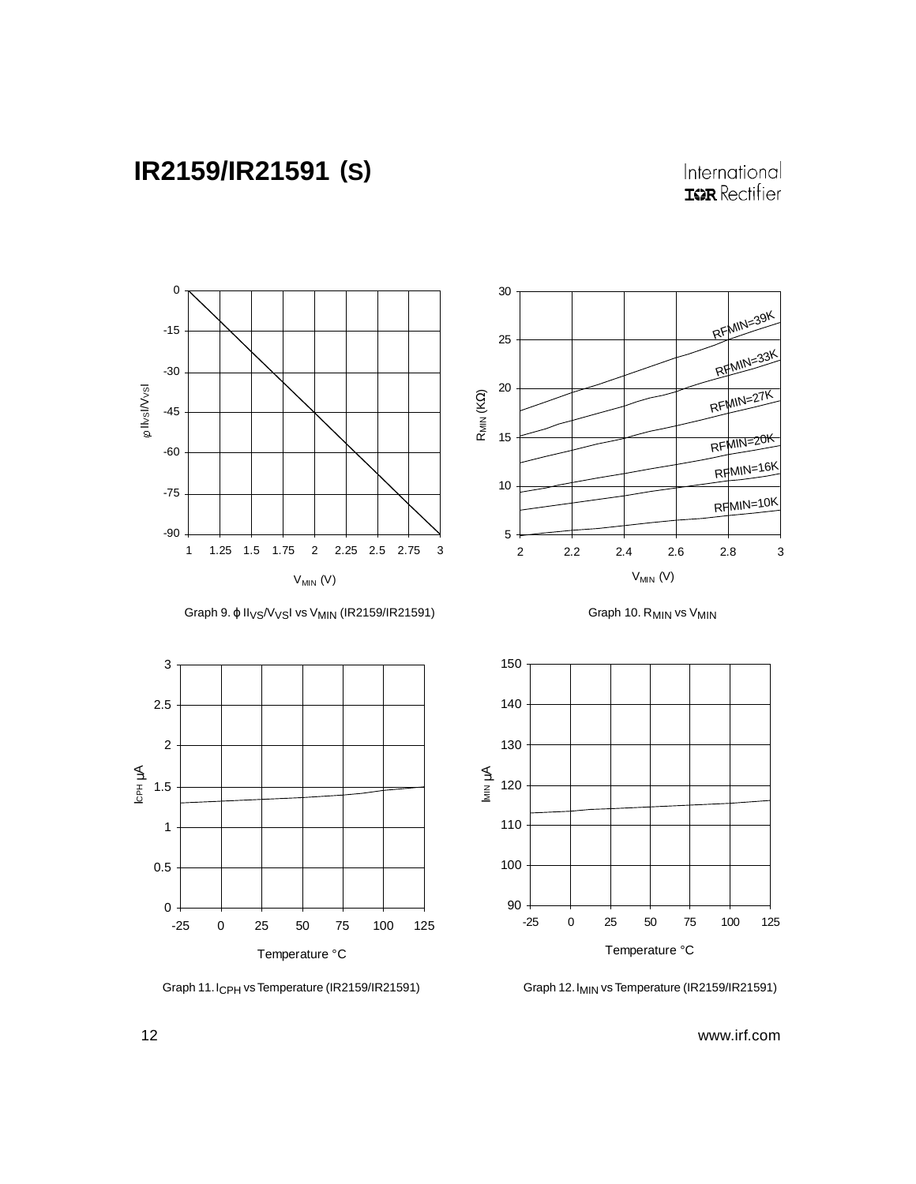Graph 9. $\phi$ I$I_{VS}$/$V_{VS}$I vs $V_{MIN}$ (IR2159/IR21591)

Graph 10. $R_{MIN}$ vs $V_{MIN}$

Graph 11. $I_{CPH}$ vs Temperature (IR2159/IR21591)

Graph 12. $I_{MIN}$ vs Temperature (IR2159/IR21591)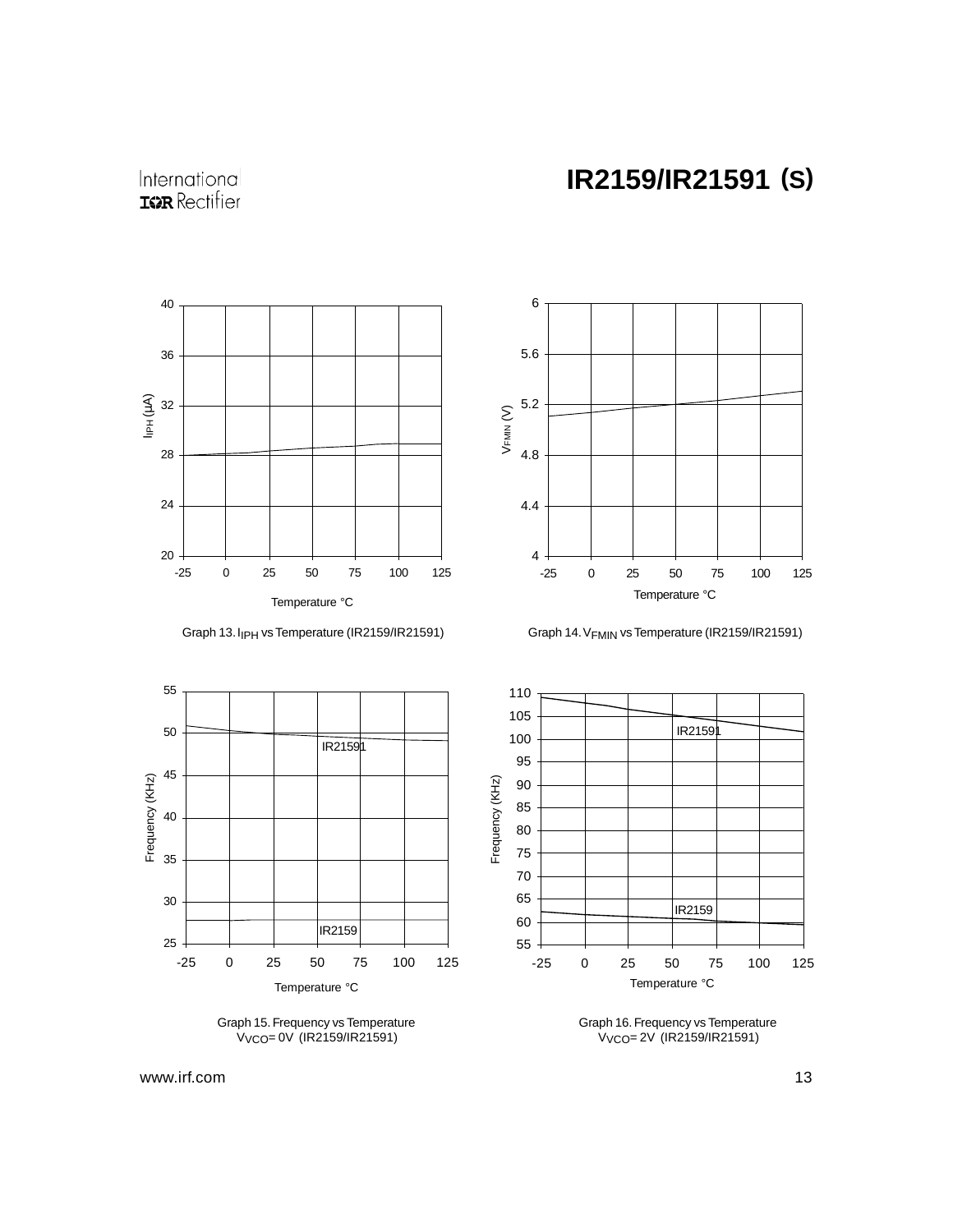Graph 13. $I_{IPH}$ vs Temperature (IR2159/IR21591)

Graph 14. $V_{FMIN}$ vs Temperature (IR2159/IR21591)

Graph 15. Frequency vs Temperature $V_{VCO}$= 0V (IR2159/IR21591)

Graph 16. Frequency vs Temperature $V_{VCO}$= 2V (IR2159/IR21591)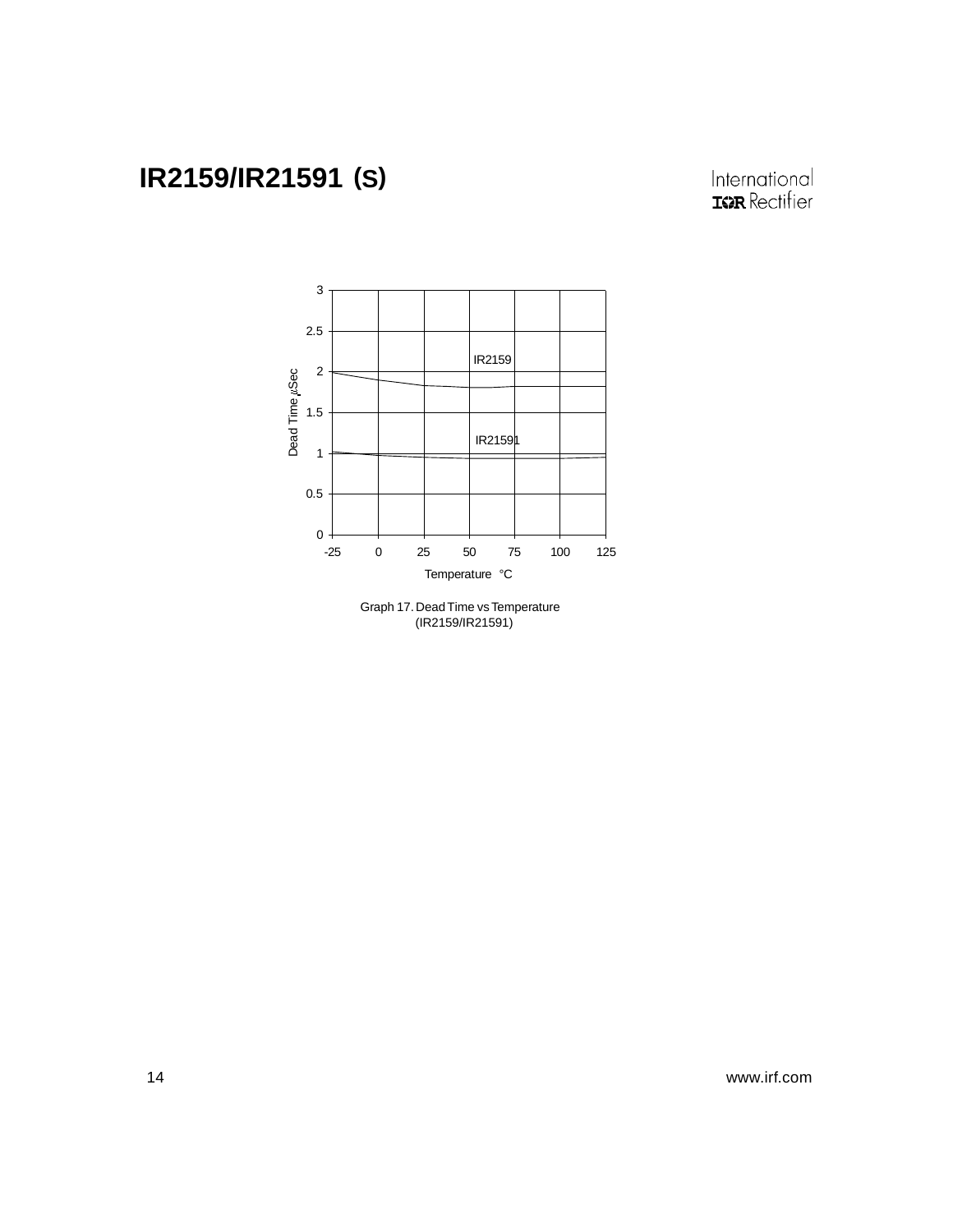Graph 17. Dead Time vs Temperature (IR2159/IR21591)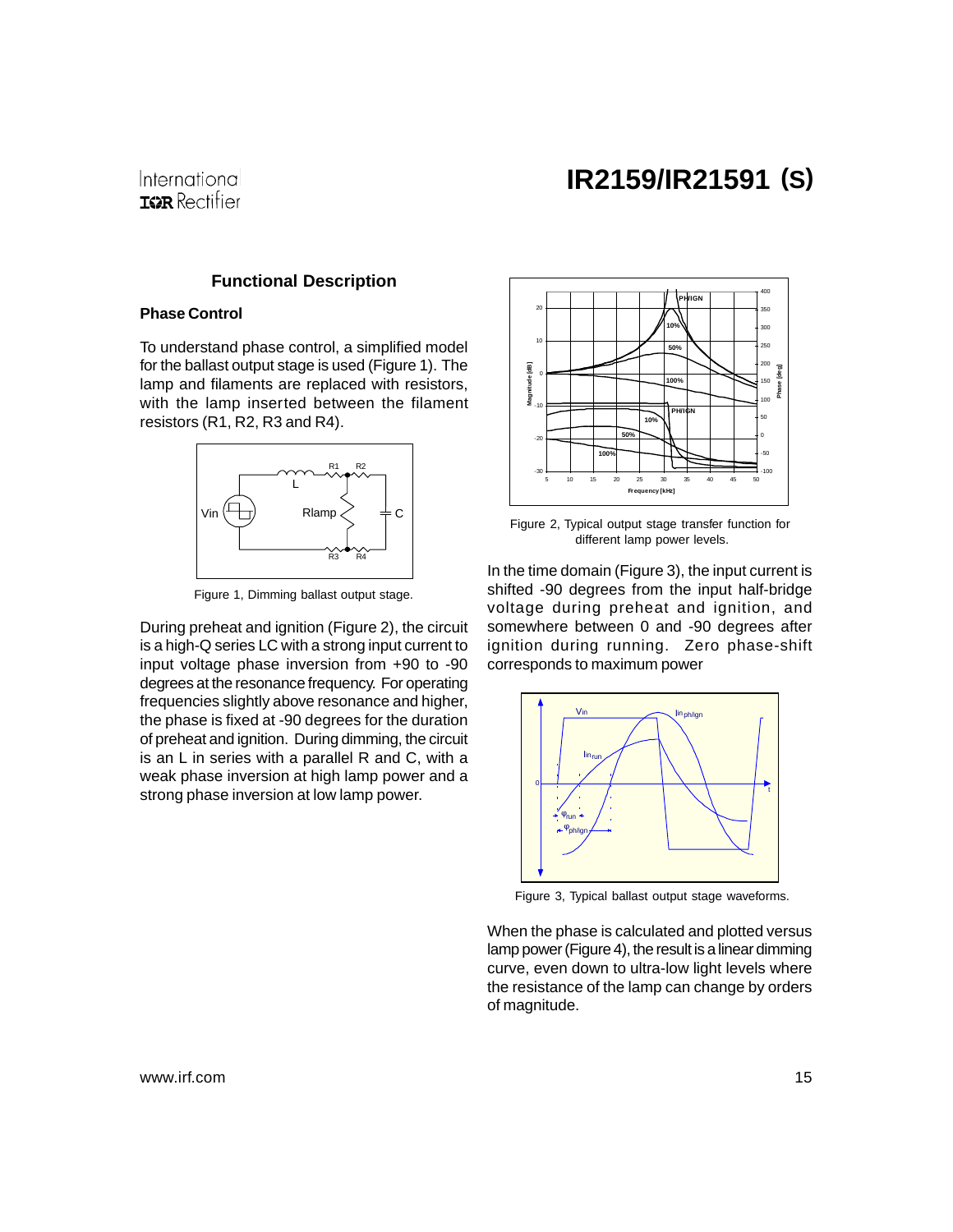## Functional Description

### Phase Control

To understand phase control, a simplified model for the ballast output stage is used (Figure 1). The lamp and filaments are replaced with resistors, with the lamp inserted between the filament resistors (R1, R2, R3 and R4).

Figure 1, Dimming ballast output stage.

During preheat and ignition (Figure 2), the circuit is a high-Q series LC with a strong input current to input voltage phase inversion from +90 to -90 degrees at the resonance frequency. For operating frequencies slightly above resonance and higher, the phase is fixed at -90 degrees for the duration of preheat and ignition. During dimming, the circuit is an L in series with a parallel R and C, with a weak phase inversion at high lamp power and a strong phase inversion at low lamp power.

Figure 2, Typical output stage transfer function for different lamp power levels.

In the time domain (Figure 3), the input current is shifted -90 degrees from the input half-bridge voltage during preheat and ignition, and somewhere between 0 and -90 degrees after ignition during running. Zero phase-shift corresponds to maximum power

Figure 3, Typical ballast output stage waveforms.

When the phase is calculated and plotted versus lamp power (Figure 4), the result is a linear dimming curve, even down to ultra-low light levels where the resistance of the lamp can change by orders of magnitude.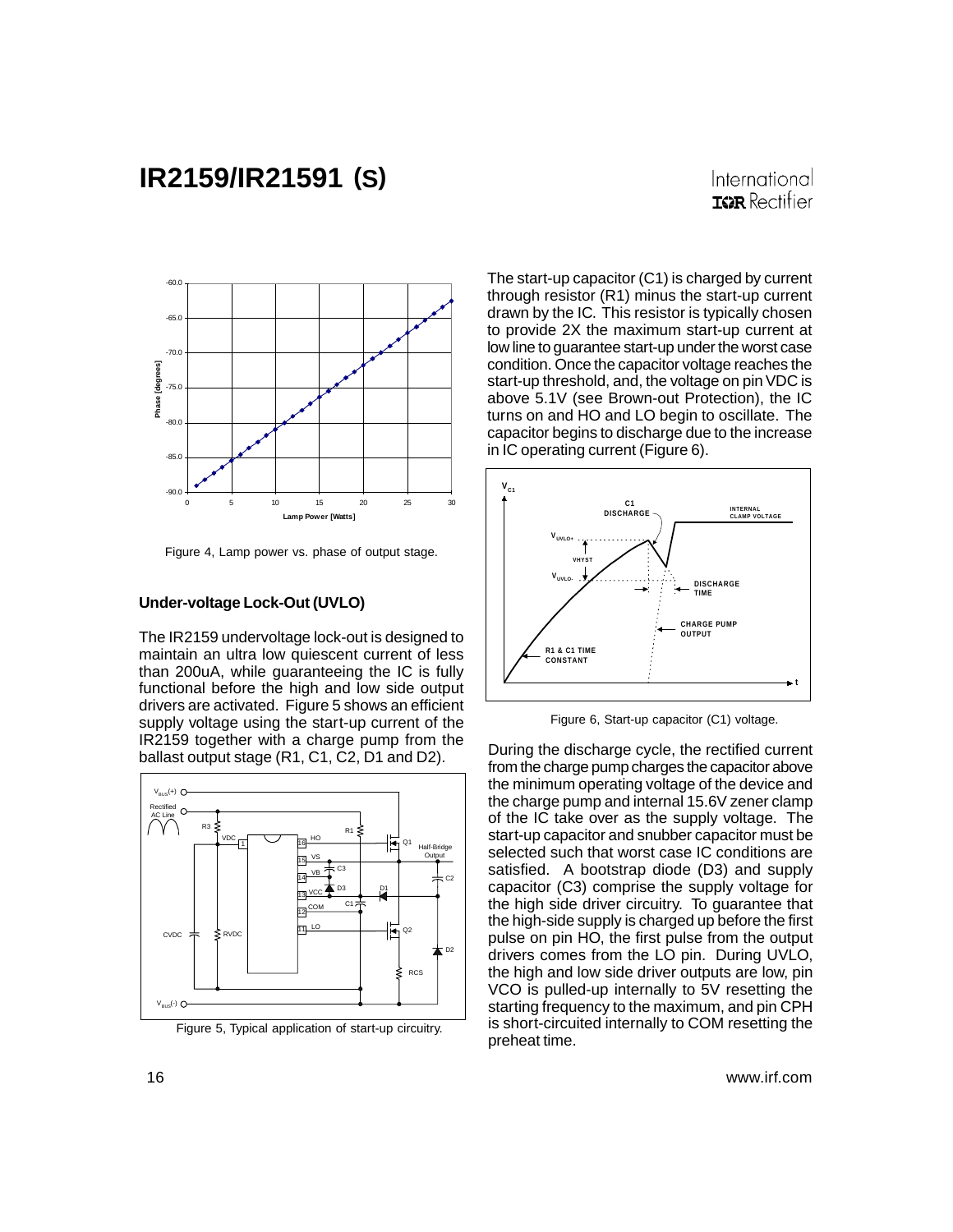Figure 4, Lamp power vs. phase of output stage.

### Under-voltage Lock-Out (UVLO)

The IR2159 undervoltage lock-out is designed to maintain an ultra low quiescent current of less than 200uA, while guaranteeing the IC is fully functional before the high and low side output drivers are activated. Figure 5 shows an efficient supply voltage using the start-up current of the IR2159 together with a charge pump from the ballast output stage (R1, C1, C2, D1 and D2).

Figure 5, Typical application of start-up circuitry.

The start-up capacitor (C1) is charged by current through resistor (R1) minus the start-up current drawn by the IC. This resistor is typically chosen to provide 2X the maximum start-up current at low line to guarantee start-up under the worst case condition. Once the capacitor voltage reaches the start-up threshold, and, the voltage on pin VDC is above 5.1V (see Brown-out Protection), the IC turns on and HO and LO begin to oscillate. The capacitor begins to discharge due to the increase in IC operating current (Figure 6).

Figure 6, Start-up capacitor (C1) voltage.

During the discharge cycle, the rectified current from the charge pump charges the capacitor above the minimum operating voltage of the device and the charge pump and internal 15.6V zener clamp of the IC take over as the supply voltage. The start-up capacitor and snubber capacitor must be selected such that worst case IC conditions are satisfied. A bootstrap diode (D3) and supply capacitor (C3) comprise the supply voltage for the high side driver circuitry. To guarantee that the high-side supply is charged up before the first pulse on pin HO, the first pulse from the output drivers comes from the LO pin. During UVLO, the high and low side driver outputs are low, pin VCO is pulled-up internally to 5V resetting the starting frequency to the maximum, and pin CPH is short-circuited internally to COM resetting the preheat time.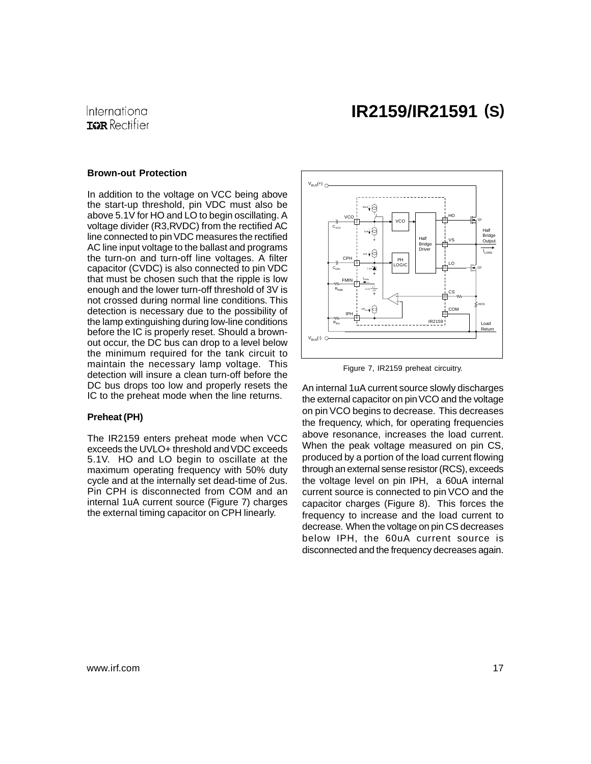## Brown-out Protection

In addition to the voltage on VCC being above the start-up threshold, pin VDC must also be above 5.1V for HO and LO to begin oscillating. A voltage divider (R3,RVDC) from the rectified AC line connected to pin VDC measures the rectified AC line input voltage to the ballast and programs the turn-on and turn-off line voltages. A filter capacitor (CVDC) is also connected to pin VDC that must be chosen such that the ripple is low enough and the lower turn-off threshold of 3V is not crossed during normal line conditions. This detection is necessary due to the possibility of the lamp extinguishing during low-line conditions before the IC is properly reset. Should a brown-out occur, the DC bus can drop to a level below the minimum required for the tank circuit to maintain the necessary lamp voltage. This detection will insure a clean turn-off before the DC bus drops too low and properly resets the IC to the preheat mode when the line returns.

## Preheat (PH)

The IR2159 enters preheat mode when VCC exceeds the UVLO+ threshold and VDC exceeds 5.1V. HO and LO begin to oscillate at the maximum operating frequency with 50% duty cycle and at the internally set dead-time of 2us. Pin CPH is disconnected from COM and an internal 1uA current source (Figure 7) charges the external timing capacitor on CPH linearly.

Figure 7, IR2159 preheat circuitry.

An internal 1uA current source slowly discharges the external capacitor on pin VCO and the voltage on pin VCO begins to decrease. This decreases the frequency, which, for operating frequencies above resonance, increases the load current. When the peak voltage measured on pin CS, produced by a portion of the load current flowing through an external sense resistor (RCS), exceeds the voltage level on pin IPH, a 60uA internal current source is connected to pin VCO and the capacitor charges (Figure 8). This forces the frequency to increase and the load current to decrease. When the voltage on pin CS decreases below IPH, the 60uA current source is disconnected and the frequency decreases again.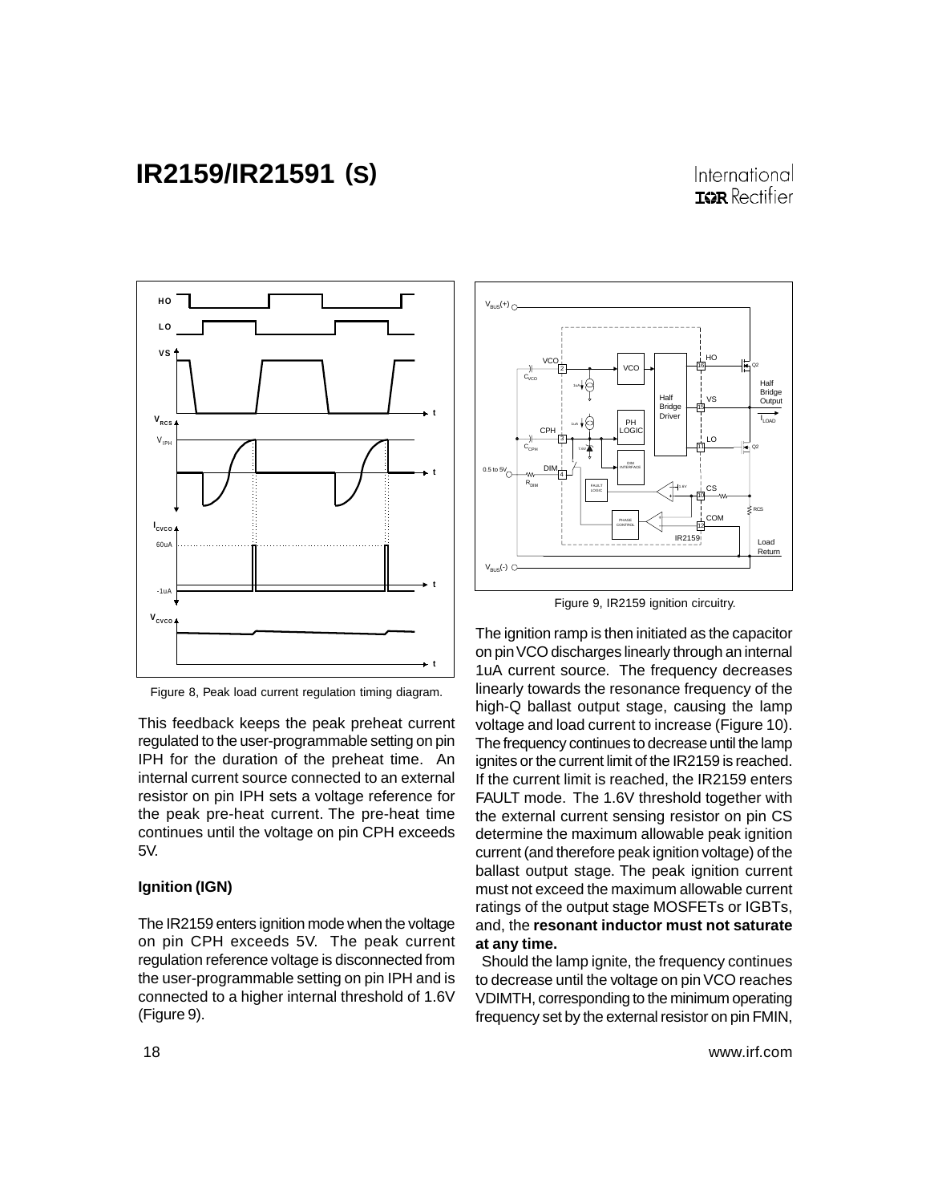Figure 8, Peak load current regulation timing diagram.

This feedback keeps the peak preheat current regulated to the user-programmable setting on pin IPH for the duration of the preheat time. An internal current source connected to an external resistor on pin IPH sets a voltage reference for the peak pre-heat current. The pre-heat time continues until the voltage on pin CPH exceeds 5V.

### Ignition (IGN)

The IR2159 enters ignition mode when the voltage on pin CPH exceeds 5V. The peak current regulation reference voltage is disconnected from the user-programmable setting on pin IPH and is connected to a higher internal threshold of 1.6V (Figure 9).

Figure 9, IR2159 ignition circuitry.

The ignition ramp is then initiated as the capacitor on pin VCO discharges linearly through an internal 1uA current source. The frequency decreases linearly towards the resonance frequency of the high-Q ballast output stage, causing the lamp voltage and load current to increase (Figure 10). The frequency continues to decrease until the lamp ignites or the current limit of the IR2159 is reached. If the current limit is reached, the IR2159 enters FAULT mode. The 1.6V threshold together with the external current sensing resistor on pin CS determine the maximum allowable peak ignition current (and therefore peak ignition voltage) of the ballast output stage. The peak ignition current must not exceed the maximum allowable current ratings of the output stage MOSFETs or IGBTs, and, the **resonant inductor must not saturate at any time.**

Should the lamp ignite, the frequency continues to decrease until the voltage on pin VCO reaches VDIMTH, corresponding to the minimum operating frequency set by the external resistor on pin FMIN,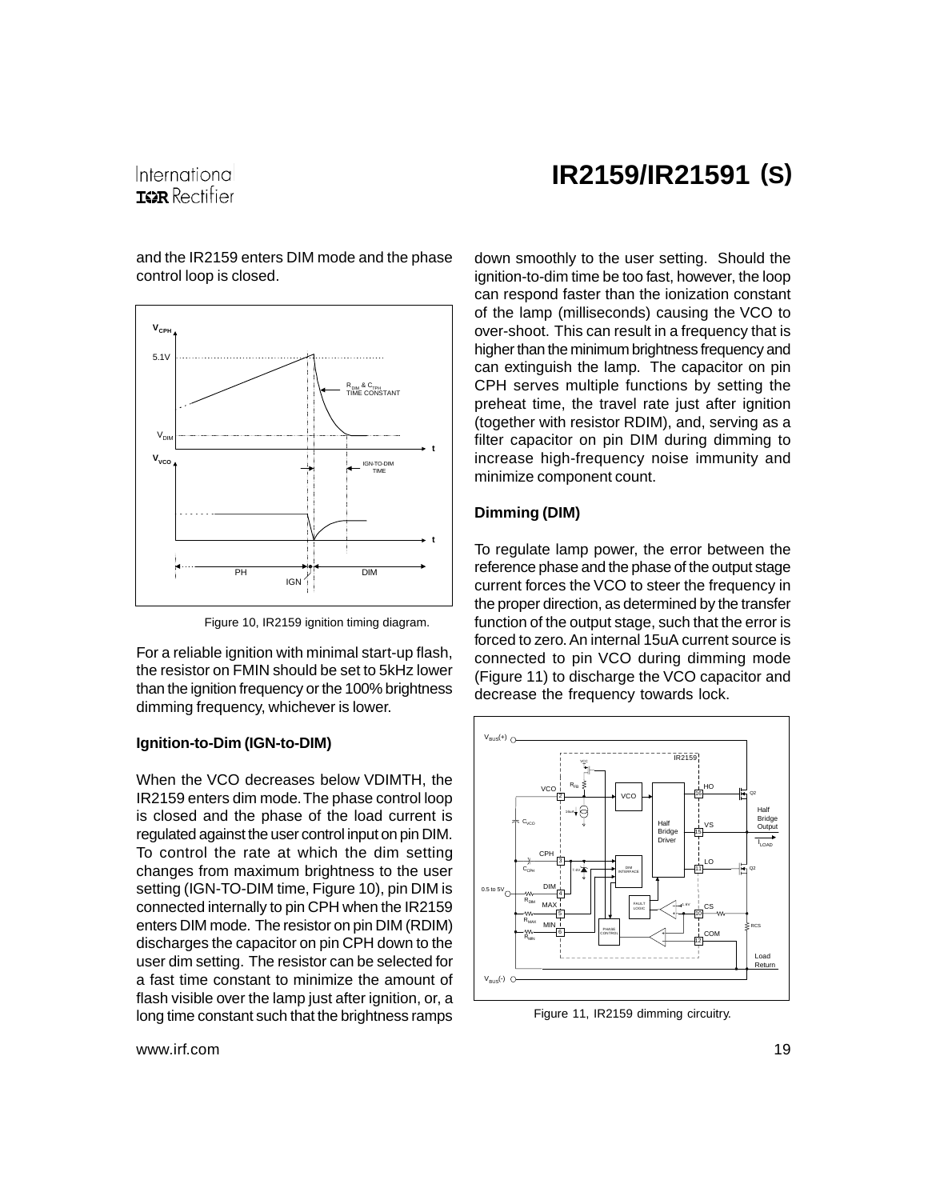and the IR2159 enters DIM mode and the phase control loop is closed.

Figure 10, IR2159 ignition timing diagram.

For a reliable ignition with minimal start-up flash, the resistor on FMIN should be set to 5kHz lower than the ignition frequency or the 100% brightness dimming frequency, whichever is lower.

### Ignition-to-Dim (IGN-to-DIM)

When the VCO decreases below VDIMTH, the IR2159 enters dim mode. The phase control loop is closed and the phase of the load current is regulated against the user control input on pin DIM. To control the rate at which the dim setting changes from maximum brightness to the user setting (IGN-TO-DIM time, Figure 10), pin DIM is connected internally to pin CPH when the IR2159 enters DIM mode. The resistor on pin DIM (RDIM) discharges the capacitor on pin CPH down to the user dim setting. The resistor can be selected for a fast time constant to minimize the amount of flash visible over the lamp just after ignition, or, a long time constant such that the brightness ramps down smoothly to the user setting. Should the ignition-to-dim time be too fast, however, the loop can respond faster than the ionization constant of the lamp (milliseconds) causing the VCO to over-shoot. This can result in a frequency that is higher than the minimum brightness frequency and can extinguish the lamp. The capacitor on pin CPH serves multiple functions by setting the preheat time, the travel rate just after ignition (together with resistor RDIM), and, serving as a filter capacitor on pin DIM during dimming to increase high-frequency noise immunity and minimize component count.

### Dimming (DIM)

To regulate lamp power, the error between the reference phase and the phase of the output stage current forces the VCO to steer the frequency in the proper direction, as determined by the transfer function of the output stage, such that the error is forced to zero. An internal 15uA current source is connected to pin VCO during dimming mode (Figure 11) to discharge the VCO capacitor and decrease the frequency towards lock.

Figure 11, IR2159 dimming circuitry.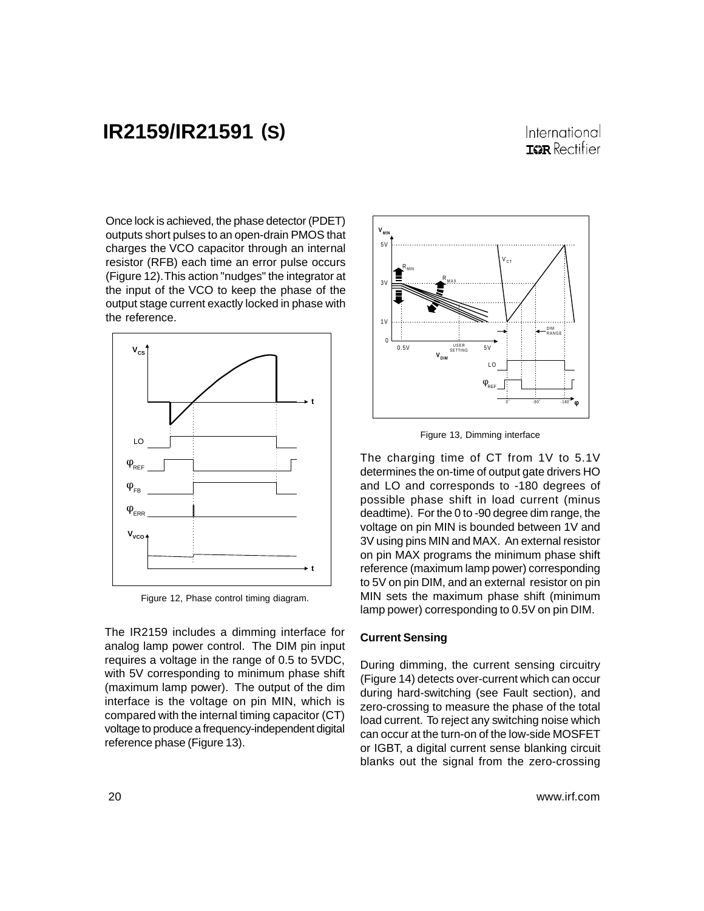Once lock is achieved, the phase detector (PDET) outputs short pulses to an open-drain PMOS that charges the VCO capacitor through an internal resistor (RFB) each time an error pulse occurs (Figure 12). This action "nudges" the integrator at the input of the VCO to keep the phase of the output stage current exactly locked in phase with the reference.

Figure 12, Phase control timing diagram.

The IR2159 includes a dimming interface for analog lamp power control. The DIM pin input requires a voltage in the range of 0.5 to 5VDC, with 5V corresponding to minimum phase shift (maximum lamp power). The output of the dim interface is the voltage on pin MIN, which is compared with the internal timing capacitor (CT) voltage to produce a frequency-independent digital reference phase (Figure 13).

Figure 13, Dimming interface

The charging time of CT from 1V to 5.1V determines the on-time of output gate drivers HO and LO and corresponds to -180 degrees of possible phase shift in load current (minus deadtime). For the 0 to -90 degree dim range, the voltage on pin MIN is bounded between 1V and 3V using pins MIN and MAX. An external resistor on pin MAX programs the minimum phase shift reference (maximum lamp power) corresponding to 5V on pin DIM, and an external resistor on pin MIN sets the maximum phase shift (minimum lamp power) corresponding to 0.5V on pin DIM.

### Current Sensing

During dimming, the current sensing circuitry (Figure 14) detects over-current which can occur during hard-switching (see Fault section), and zero-crossing to measure the phase of the total load current. To reject any switching noise which can occur at the turn-on of the low-side MOSFET or IGBT, a digital current sense blanking circuit blanks out the signal from the zero-crossing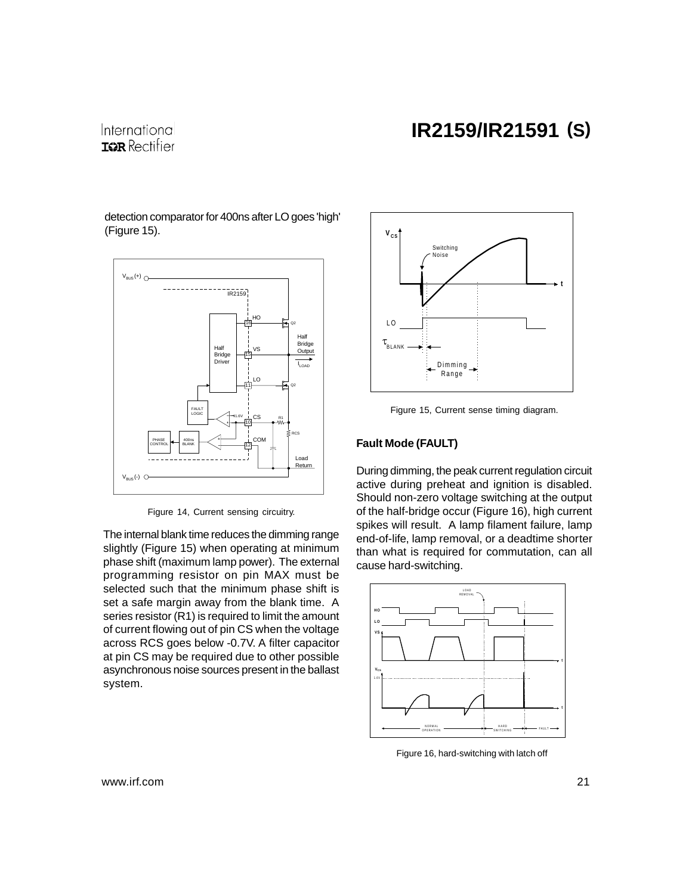detection comparator for 400ns after LO goes 'high' (Figure 15).

Figure 14, Current sensing circuitry.

The internal blank time reduces the dimming range slightly (Figure 15) when operating at minimum phase shift (maximum lamp power). The external programming resistor on pin MAX must be selected such that the minimum phase shift is set a safe margin away from the blank time. A series resistor (R1) is required to limit the amount of current flowing out of pin CS when the voltage across RCS goes below -0.7V. A filter capacitor at pin CS may be required due to other possible asynchronous noise sources present in the ballast system.

Figure 15, Current sense timing diagram.

### Fault Mode (FAULT)

During dimming, the peak current regulation circuit active during preheat and ignition is disabled. Should non-zero voltage switching at the output of the half-bridge occur (Figure 16), high current spikes will result. A lamp filament failure, lamp end-of-life, lamp removal, or a deadtime shorter than what is required for commutation, can all cause hard-switching.

Figure 16, hard-switching with latch off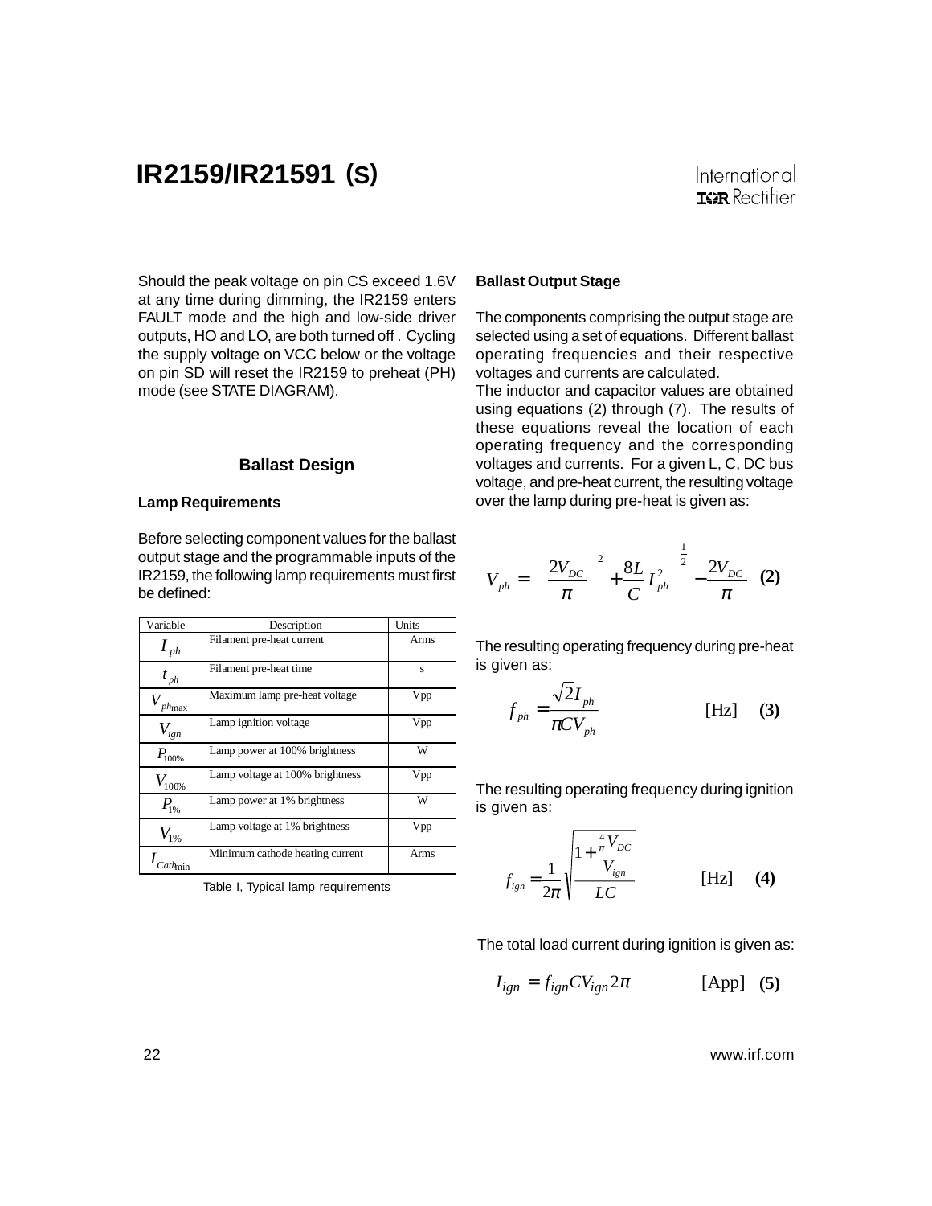Should the peak voltage on pin CS exceed 1.6V at any time during dimming, the IR2159 enters FAULT mode and the high and low-side driver outputs, HO and LO, are both turned off . Cycling the supply voltage on VCC below or the voltage on pin SD will reset the IR2159 to preheat (PH) mode (see STATE DIAGRAM).

## Ballast Design

### Lamp Requirements

Before selecting component values for the ballast output stage and the programmable inputs of the IR2159, the following lamp requirements must first be defined:

| Variable | Description | Units |
|---|---|---|
| $I_{ph}$ | Filament pre-heat current | Arms |
| $t_{ph}$ | Filament pre-heat time | s |
| $V_{ph\max}$ | Maximum lamp pre-heat voltage | Vpp |
| $V_{ign}$ | Lamp ignition voltage | Vpp |
| $P_{100\%}$ | Lamp power at 100% brightness | W |
| $V_{100\%}$ | Lamp voltage at 100% brightness | Vpp |
| $P_{1\%}$ | Lamp power at 1% brightness | W |
| $V_{1\%}$ | Lamp voltage at 1% brightness | Vpp |
| $I_{Cath\min}$ | Minimum cathode heating current | Arms |

Table I, Typical lamp requirements

### Ballast Output Stage

The components comprising the output stage are selected using a set of equations. Different ballast operating frequencies and their respective voltages and currents are calculated.

The inductor and capacitor values are obtained using equations (2) through (7). The results of these equations reveal the location of each operating frequency and the corresponding voltages and currents. For a given L, C, DC bus voltage, and pre-heat current, the resulting voltage over the lamp during pre-heat is given as:

$$V_{ph} = \left[ \left( \frac{2V_{DC}}{\pi} \right)^2 + \frac{8L}{C} I_{ph}^2 \right]^{\frac{1}{2}} - \frac{2V_{DC}}{\pi} \quad \textbf{(2)}$$

The resulting operating frequency during pre-heat is given as:

$$f_{ph} = \frac{\sqrt{2} I_{ph}}{\pi C V_{ph}} \qquad [\text{Hz}] \quad \textbf{(3)}$$

The resulting operating frequency during ignition is given as:

$$f_{ign} = \frac{1}{2\pi} \sqrt{\frac{1 + \frac{\frac{4}{\pi} V_{DC}}{V_{ign}}}{LC}} \qquad [\text{Hz}] \quad \textbf{(4)}$$

The total load current during ignition is given as:

$$I_{ign} = f_{ign} C V_{ign} 2\pi \qquad [\text{App}] \quad \textbf{(5)}$$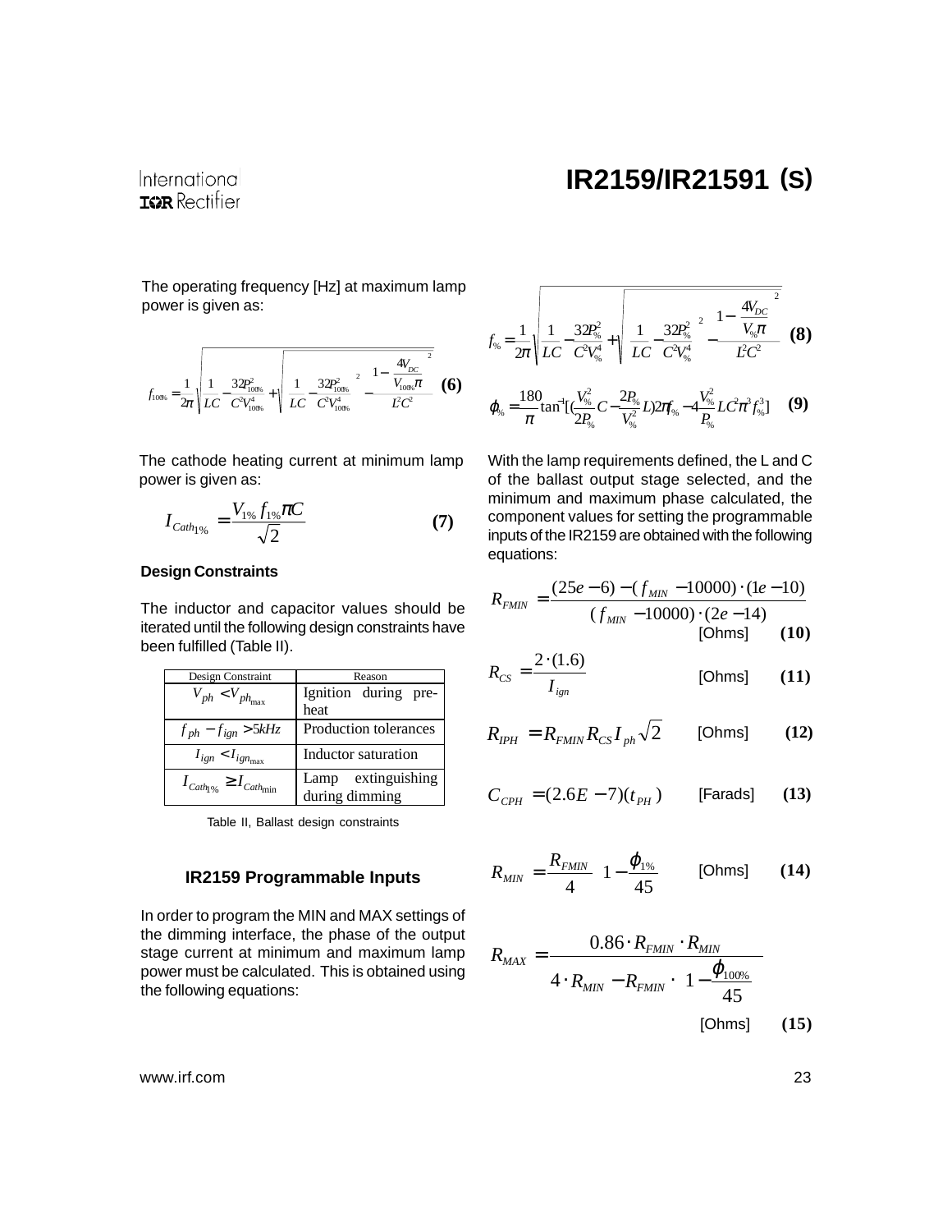The operating frequency [Hz] at maximum lamp power is given as:

$$f_{100\%} = \frac{1}{2\pi}\sqrt{\frac{1}{LC} - \frac{32P_{100\%}^2}{C^2V_{100\%}^4} + \sqrt{\left(\frac{1}{LC} - \frac{32P_{100\%}^2}{C^2V_{100\%}^4}\right)^2 - \frac{\left(1 - \frac{4V_{DC}}{V_{100\%}\pi}\right)^2}{L^2C^2}}} \quad \textbf{(6)}$$

The cathode heating current at minimum lamp power is given as:

$$I_{Cath_{1\%}} = \frac{V_{1\%} f_{1\%} \pi C}{\sqrt{2}} \quad \textbf{(7)}$$

### Design Constraints

The inductor and capacitor values should be iterated until the following design constraints have been fulfilled (Table II).

| Design Constraint | Reason |
|---|---|
| $V_{ph} < V_{ph_{max}}$ | Ignition during pre-heat |
| $f_{ph} - f_{ign} > 5kHz$ | Production tolerances |
| $I_{ign} < I_{ign_{max}}$ | Inductor saturation |
| $I_{Cath_{1\%}} \geq I_{Cath_{min}}$ | Lamp extinguishing during dimming |

Table II, Ballast design constraints

### IR2159 Programmable Inputs

In order to program the MIN and MAX settings of the dimming interface, the phase of the output stage current at minimum and maximum lamp power must be calculated. This is obtained using the following equations:

$$f_{\%} = \frac{1}{2\pi}\sqrt{\frac{1}{LC} - \frac{32P_{\%}^2}{C^2V_{\%}^4} + \sqrt{\left(\frac{1}{LC} - \frac{32P_{\%}^2}{C^2V_{\%}^4}\right)^2 - \frac{\left(1 - \frac{4V_{DC}}{V_{\%}\pi}\right)^2}{L^2C^2}}} \quad \textbf{(8)}$$

$$\varphi_{\%} = \frac{180}{\pi}\tan^{-1}\left[\left(\frac{V_{\%}^2}{2P_{\%}}C - \frac{2P_{\%}}{V_{\%}^2}L\right)2\pi f_{\%} - 4\frac{V_{\%}^2}{P_{\%}}LC^2\pi^3 f_{\%}^3\right] \quad \textbf{(9)}$$

With the lamp requirements defined, the L and C of the ballast output stage selected, and the minimum and maximum phase calculated, the component values for setting the programmable inputs of the IR2159 are obtained with the following equations:

$$R_{FMIN} = \frac{(25e-6) - (f_{MIN} - 10000)\cdot(1e-10)}{(f_{MIN} - 10000)\cdot(2e-14)} \quad \text{[Ohms]} \quad \textbf{(10)}$$

$$R_{CS} = \frac{2\cdot(1.6)}{I_{ign}} \quad \text{[Ohms]} \quad \textbf{(11)}$$

$$R_{IPH} = R_{FMIN} R_{CS} I_{ph}\sqrt{2} \quad \text{[Ohms]} \quad \textbf{(12)}$$

$$C_{CPH} = (2.6E-7)(t_{PH}) \quad \text{[Farads]} \quad \textbf{(13)}$$

$$R_{MIN} = \frac{R_{FMIN}}{4}\left(1 - \frac{\varphi_{1\%}}{45}\right) \quad \text{[Ohms]} \quad \textbf{(14)}$$

$$R_{MAX} = \frac{0.86\cdot R_{FMIN}\cdot R_{MIN}}{4\cdot R_{MIN} - R_{FMIN}\cdot\left(1 - \frac{\varphi_{100\%}}{45}\right)} \quad \text{[Ohms]} \quad \textbf{(15)}$$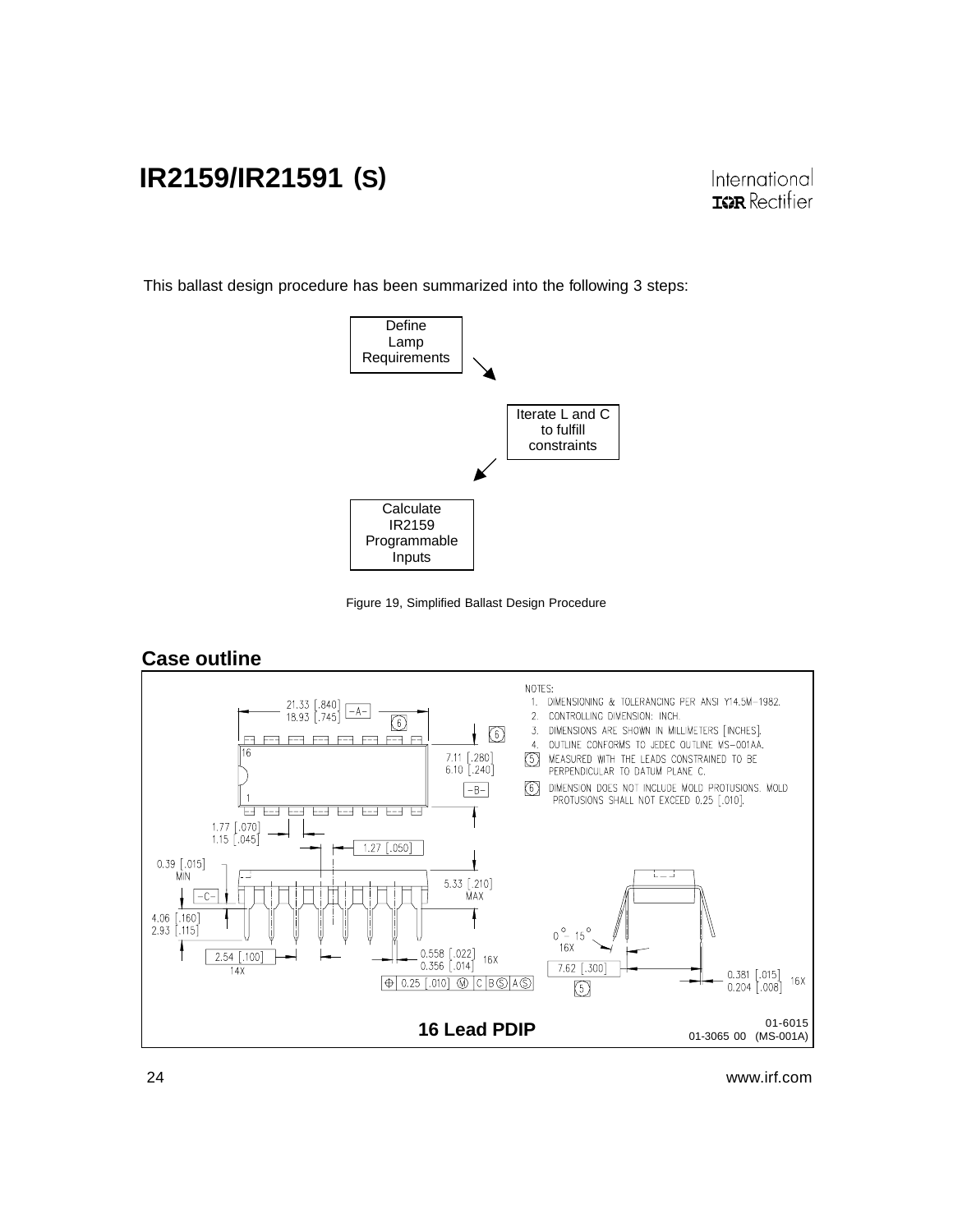This ballast design procedure has been summarized into the following 3 steps:

Define Lamp Requirements → Iterate L and C to fulfill constraints → Calculate IR2159 Programmable Inputs

Figure 19, Simplified Ballast Design Procedure

## Case outline

NOTES:
1. DIMENSIONING & TOLERANCING PER ANSI Y14.5M-1982.
2. CONTROLLING DIMENSION: INCH.
3. DIMENSIONS ARE SHOWN IN MILLIMETERS [INCHES].
4. OUTLINE CONFORMS TO JEDEC OUTLINE MS-001AA.
5. MEASURED WITH THE LEADS CONSTRAINED TO BE PERPENDICULAR TO DATUM PLANE C.
6. DIMENSION DOES NOT INCLUDE MOLD PROTUSIONS. MOLD PROTUSIONS SHALL NOT EXCEED 0.25 [.010].

**16 Lead PDIP**

01-6015
01-3065 00 (MS-001A)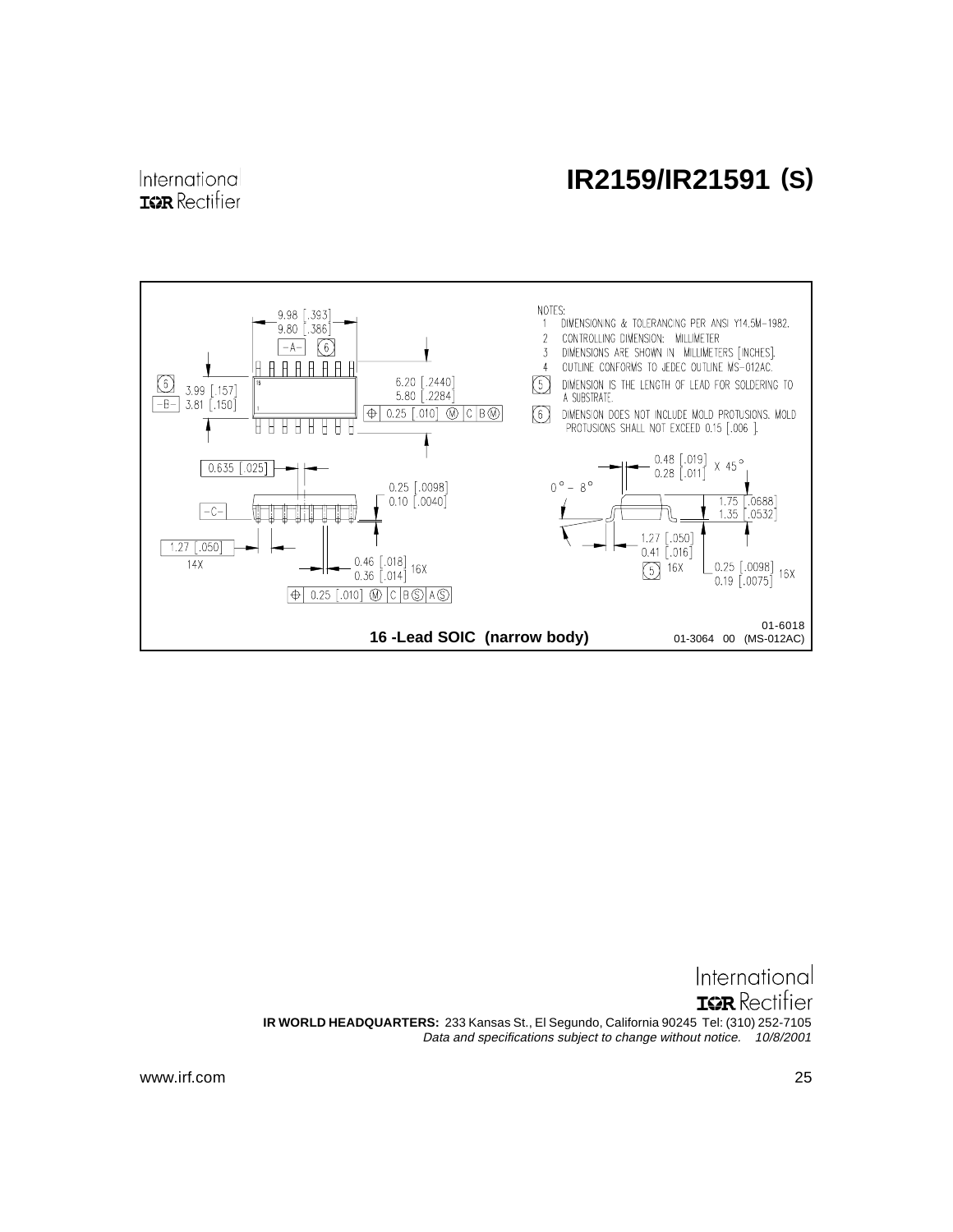NOTES:

1. DIMENSIONING & TOLERANCING PER ANSI Y14.5M-1982.
2. CONTROLLING DIMENSION: MILLIMETER
3. DIMENSIONS ARE SHOWN IN MILLIMETERS [INCHES].
4. OUTLINE CONFORMS TO JEDEC OUTLINE MS-012AC.
5. DIMENSION IS THE LENGTH OF LEAD FOR SOLDERING TO A SUBSTRATE.
6. DIMENSION DOES NOT INCLUDE MOLD PROTUSIONS. MOLD PROTUSIONS SHALL NOT EXCEED 0.15 [.006].

9.98 [.393]
9.80 [.386]
-A- 6

5 3.99 [.157]
-B- 3.81 [.150]

6.20 [.2440]
5.80 [.2284]

0.25 [.010] M C B M

0.635 [.025]

0.25 [.0098]
0.10 [.0040]

-C-

1.27 [.050]
14X

0.46 [.018]
0.36 [.014] 16X

0.25 [.010] M C B S A S

0.48 [.019]
0.28 [.011] X 45°

0° - 8°

1.75 [.0688]
1.35 [.0532]

1.27 [.050]
0.41 [.016]
5 16X

0.25 [.0098]
0.19 [.0075] 16X

**16 -Lead SOIC (narrow body)**

01-6018
01-3064 00 (MS-012AC)

International IOR Rectifier

**IR WORLD HEADQUARTERS:** 233 Kansas St., El Segundo, California 90245 Tel: (310) 252-7105

*Data and specifications subject to change without notice. 10/8/2001*